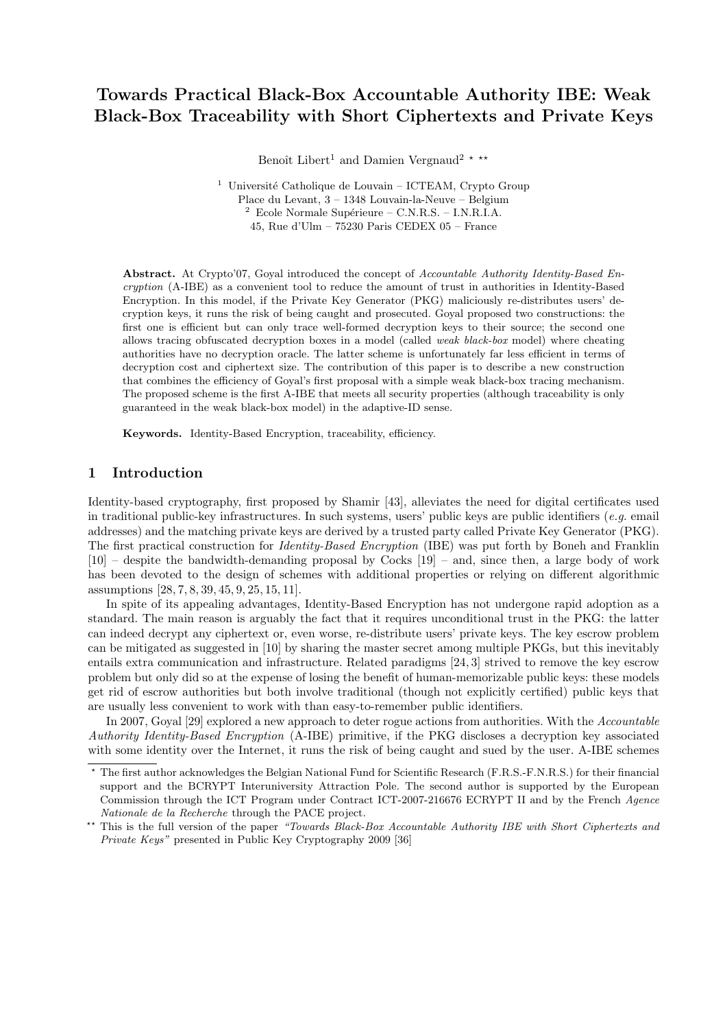# Towards Practical Black-Box Accountable Authority IBE: Weak Black-Box Traceability with Short Ciphertexts and Private Keys

Benoît Libert[1] and Damien Vergnaud[2] ⋆ ⋆⋆

[1] Université Catholique de Louvain – ICTEAM, Crypto Group
Place du Levant, 3 – 1348 Louvain-la-Neuve – Belgium
[2] Ecole Normale Supérieure – C.N.R.S. – I.N.R.I.A.
45, Rue d'Ulm – 75230 Paris CEDEX 05 – France

**Abstract.** At Crypto'07, Goyal introduced the concept of *Accountable Authority Identity-Based Encryption* (A-IBE) as a convenient tool to reduce the amount of trust in authorities in Identity-Based Encryption. In this model, if the Private Key Generator (PKG) maliciously re-distributes users' decryption keys, it runs the risk of being caught and prosecuted. Goyal proposed two constructions: the first one is efficient but can only trace well-formed decryption keys to their source; the second one allows tracing obfuscated decryption boxes in a model (called *weak black-box* model) where cheating authorities have no decryption oracle. The latter scheme is unfortunately far less efficient in terms of decryption cost and ciphertext size. The contribution of this paper is to describe a new construction that combines the efficiency of Goyal's first proposal with a simple weak black-box tracing mechanism. The proposed scheme is the first A-IBE that meets all security properties (although traceability is only guaranteed in the weak black-box model) in the adaptive-ID sense.

**Keywords.** Identity-Based Encryption, traceability, efficiency.

## 1 Introduction

Identity-based cryptography, first proposed by Shamir [43], alleviates the need for digital certificates used in traditional public-key infrastructures. In such systems, users' public keys are public identifiers (*e.g.* email addresses) and the matching private keys are derived by a trusted party called Private Key Generator (PKG). The first practical construction for *Identity-Based Encryption* (IBE) was put forth by Boneh and Franklin [10] – despite the bandwidth-demanding proposal by Cocks [19] – and, since then, a large body of work has been devoted to the design of schemes with additional properties or relying on different algorithmic assumptions [28, 7, 8, 39, 45, 9, 25, 15, 11].

In spite of its appealing advantages, Identity-Based Encryption has not undergone rapid adoption as a standard. The main reason is arguably the fact that it requires unconditional trust in the PKG: the latter can indeed decrypt any ciphertext or, even worse, re-distribute users' private keys. The key escrow problem can be mitigated as suggested in [10] by sharing the master secret among multiple PKGs, but this inevitably entails extra communication and infrastructure. Related paradigms [24, 3] strived to remove the key escrow problem but only did so at the expense of losing the benefit of human-memorizable public keys: these models get rid of escrow authorities but both involve traditional (though not explicitly certified) public keys that are usually less convenient to work with than easy-to-remember public identifiers.

In 2007, Goyal [29] explored a new approach to deter rogue actions from authorities. With the *Accountable Authority Identity-Based Encryption* (A-IBE) primitive, if the PKG discloses a decryption key associated with some identity over the Internet, it runs the risk of being caught and sued by the user. A-IBE schemes

⋆ The first author acknowledges the Belgian National Fund for Scientific Research (F.R.S.-F.N.R.S.) for their financial support and the BCRYPT Interuniversity Attraction Pole. The second author is supported by the European Commission through the ICT Program under Contract ICT-2007-216676 ECRYPT II and by the French *Agence Nationale de la Recherche* through the PACE project.

⋆⋆ This is the full version of the paper *"Towards Black-Box Accountable Authority IBE with Short Ciphertexts and Private Keys"* presented in Public Key Cryptography 2009 [36]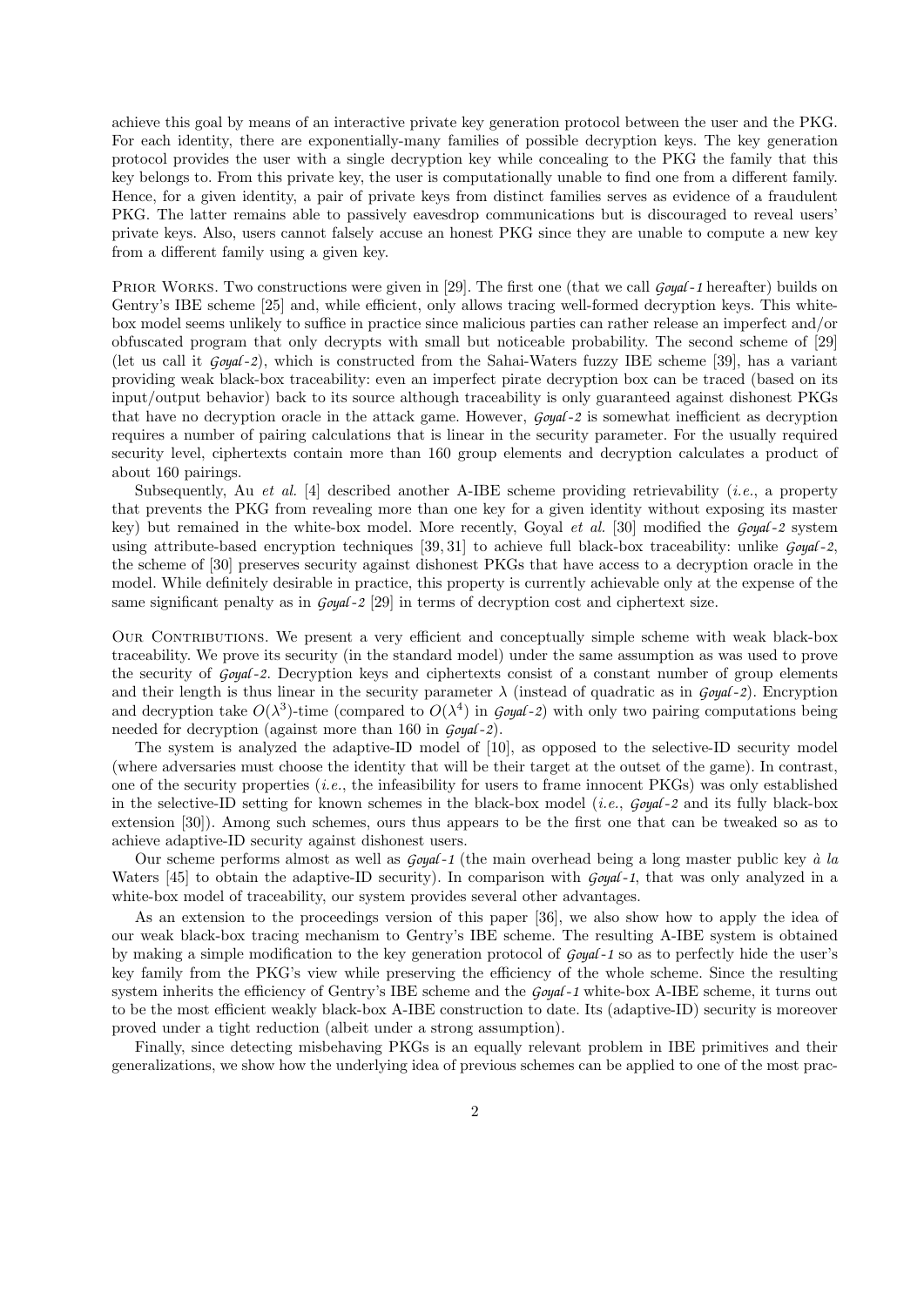achieve this goal by means of an interactive private key generation protocol between the user and the PKG. For each identity, there are exponentially-many families of possible decryption keys. The key generation protocol provides the user with a single decryption key while concealing to the PKG the family that this key belongs to. From this private key, the user is computationally unable to find one from a different family. Hence, for a given identity, a pair of private keys from distinct families serves as evidence of a fraudulent PKG. The latter remains able to passively eavesdrop communications but is discouraged to reveal users' private keys. Also, users cannot falsely accuse an honest PKG since they are unable to compute a new key from a different family using a given key.

Prior Works. Two constructions were given in [29]. The first one (that we call *Goyal-1* hereafter) builds on Gentry's IBE scheme [25] and, while efficient, only allows tracing well-formed decryption keys. This white-box model seems unlikely to suffice in practice since malicious parties can rather release an imperfect and/or obfuscated program that only decrypts with small but noticeable probability. The second scheme of [29] (let us call it *Goyal-2*), which is constructed from the Sahai-Waters fuzzy IBE scheme [39], has a variant providing weak black-box traceability: even an imperfect pirate decryption box can be traced (based on its input/output behavior) back to its source although traceability is only guaranteed against dishonest PKGs that have no decryption oracle in the attack game. However, *Goyal-2* is somewhat inefficient as decryption requires a number of pairing calculations that is linear in the security parameter. For the usually required security level, ciphertexts contain more than 160 group elements and decryption calculates a product of about 160 pairings.

Subsequently, Au *et al.* [4] described another A-IBE scheme providing retrievability (*i.e.*, a property that prevents the PKG from revealing more than one key for a given identity without exposing its master key) but remained in the white-box model. More recently, Goyal *et al.* [30] modified the *Goyal-2* system using attribute-based encryption techniques [39, 31] to achieve full black-box traceability: unlike *Goyal-2*, the scheme of [30] preserves security against dishonest PKGs that have access to a decryption oracle in the model. While definitely desirable in practice, this property is currently achievable only at the expense of the same significant penalty as in *Goyal-2* [29] in terms of decryption cost and ciphertext size.

Our Contributions. We present a very efficient and conceptually simple scheme with weak black-box traceability. We prove its security (in the standard model) under the same assumption as was used to prove the security of *Goyal-2*. Decryption keys and ciphertexts consist of a constant number of group elements and their length is thus linear in the security parameter $\lambda$ (instead of quadratic as in *Goyal-2*). Encryption and decryption take $O(\lambda^3)$-time (compared to $O(\lambda^4)$ in *Goyal-2*) with only two pairing computations being needed for decryption (against more than 160 in *Goyal-2*).

The system is analyzed the adaptive-ID model of [10], as opposed to the selective-ID security model (where adversaries must choose the identity that will be their target at the outset of the game). In contrast, one of the security properties (*i.e.*, the infeasibility for users to frame innocent PKGs) was only established in the selective-ID setting for known schemes in the black-box model (*i.e.*, *Goyal-2* and its fully black-box extension [30]). Among such schemes, ours thus appears to be the first one that can be tweaked so as to achieve adaptive-ID security against dishonest users.

Our scheme performs almost as well as *Goyal-1* (the main overhead being a long master public key *à la* Waters [45] to obtain the adaptive-ID security). In comparison with *Goyal-1*, that was only analyzed in a white-box model of traceability, our system provides several other advantages.

As an extension to the proceedings version of this paper [36], we also show how to apply the idea of our weak black-box tracing mechanism to Gentry's IBE scheme. The resulting A-IBE system is obtained by making a simple modification to the key generation protocol of *Goyal-1* so as to perfectly hide the user's key family from the PKG's view while preserving the efficiency of the whole scheme. Since the resulting system inherits the efficiency of Gentry's IBE scheme and the *Goyal-1* white-box A-IBE scheme, it turns out to be the most efficient weakly black-box A-IBE construction to date. Its (adaptive-ID) security is moreover proved under a tight reduction (albeit under a strong assumption).

Finally, since detecting misbehaving PKGs is an equally relevant problem in IBE primitives and their generalizations, we show how the underlying idea of previous schemes can be applied to one of the most prac-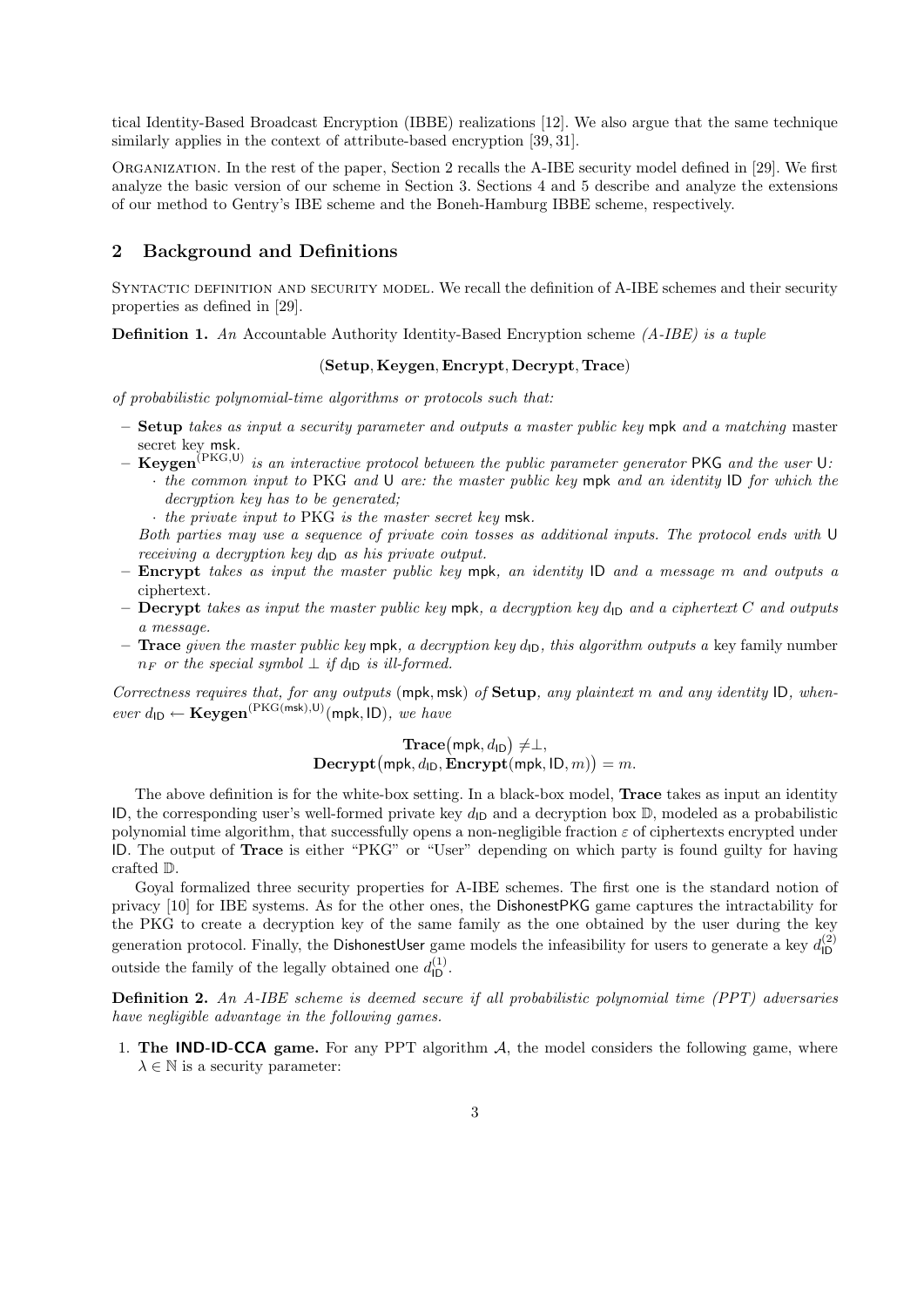tical Identity-Based Broadcast Encryption (IBBE) realizations [12]. We also argue that the same technique similarly applies in the context of attribute-based encryption [39, 31].

ORGANIZATION. In the rest of the paper, Section 2 recalls the A-IBE security model defined in [29]. We first analyze the basic version of our scheme in Section 3. Sections 4 and 5 describe and analyze the extensions of our method to Gentry's IBE scheme and the Boneh-Hamburg IBBE scheme, respectively.

## 2 Background and Definitions

SYNTACTIC DEFINITION AND SECURITY MODEL. We recall the definition of A-IBE schemes and their security properties as defined in [29].

**Definition 1.** *An* Accountable Authority Identity-Based Encryption scheme *(A-IBE) is a tuple*

$$(\textbf{Setup}, \textbf{Keygen}, \textbf{Encrypt}, \textbf{Decrypt}, \textbf{Trace})$$

*of probabilistic polynomial-time algorithms or protocols such that:*

- **Setup** *takes as input a security parameter and outputs a master public key* $\mathsf{mpk}$ *and a matching* master secret key $\mathsf{msk}$.
- $\textbf{Keygen}^{(\mathrm{PKG},\mathsf{U})}$ *is an interactive protocol between the public parameter generator* PKG *and the user* U*:*
  - *the common input to* PKG *and* U *are: the master public key* $\mathsf{mpk}$ *and an identity* ID *for which the decryption key has to be generated;*
  - *the private input to* PKG *is the master secret key* $\mathsf{msk}$.

  *Both parties may use a sequence of private coin tosses as additional inputs. The protocol ends with* U *receiving a decryption key* $d_{\mathsf{ID}}$ *as his private output.*
- **Encrypt** *takes as input the master public key* $\mathsf{mpk}$*, an identity* ID *and a message* $m$ *and outputs a* ciphertext.
- **Decrypt** *takes as input the master public key* $\mathsf{mpk}$*, a decryption key* $d_{\mathsf{ID}}$ *and a ciphertext* $C$ *and outputs a message.*
- **Trace** *given the master public key* $\mathsf{mpk}$*, a decryption key* $d_{\mathsf{ID}}$*, this algorithm outputs a* key family number $n_F$ *or the special symbol* $\perp$ *if* $d_{\mathsf{ID}}$ *is ill-formed.*

*Correctness requires that, for any outputs* $(\mathsf{mpk}, \mathsf{msk})$ *of* **Setup***, any plaintext* $m$ *and any identity* ID*, whenever* $d_{\mathsf{ID}} \leftarrow \textbf{Keygen}^{(\mathrm{PKG}(\mathsf{msk}),\mathsf{U})}(\mathsf{mpk}, \mathsf{ID})$*, we have*

$$\textbf{Trace}\big(\mathsf{mpk}, d_{\mathsf{ID}}\big) \neq \perp,$$
$$\textbf{Decrypt}\big(\mathsf{mpk}, d_{\mathsf{ID}}, \textbf{Encrypt}(\mathsf{mpk}, \mathsf{ID}, m)\big) = m.$$

The above definition is for the white-box setting. In a black-box model, **Trace** takes as input an identity ID, the corresponding user's well-formed private key $d_{\mathsf{ID}}$ and a decryption box $\mathbb{D}$, modeled as a probabilistic polynomial time algorithm, that successfully opens a non-negligible fraction $\varepsilon$ of ciphertexts encrypted under ID. The output of **Trace** is either "PKG" or "User" depending on which party is found guilty for having crafted $\mathbb{D}$.

Goyal formalized three security properties for A-IBE schemes. The first one is the standard notion of privacy [10] for IBE systems. As for the other ones, the DishonestPKG game captures the intractability for the PKG to create a decryption key of the same family as the one obtained by the user during the key generation protocol. Finally, the DishonestUser game models the infeasibility for users to generate a key $d_{\mathsf{ID}}^{(2)}$ outside the family of the legally obtained one $d_{\mathsf{ID}}^{(1)}$.

**Definition 2.** *An A-IBE scheme is deemed secure if all probabilistic polynomial time (PPT) adversaries have negligible advantage in the following games.*

1. **The IND-ID-CCA game.** For any PPT algorithm $\mathcal{A}$, the model considers the following game, where $\lambda \in \mathbb{N}$ is a security parameter: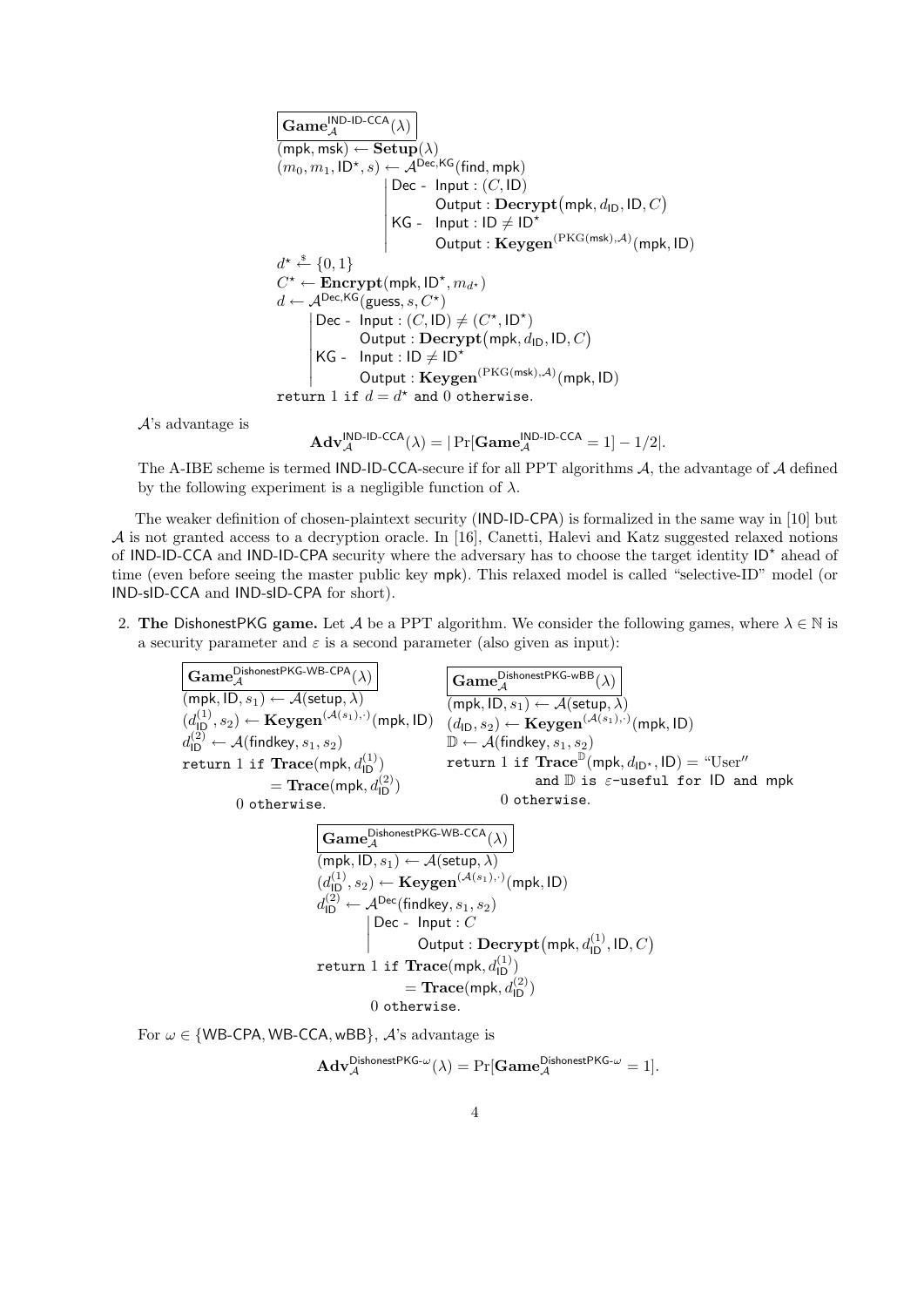$$
\begin{array}{l}
\boxed{\mathbf{Game}_{\mathcal{A}}^{\mathsf{IND\text{-}ID\text{-}CCA}}(\lambda)} \\
(\mathsf{mpk}, \mathsf{msk}) \leftarrow \mathbf{Setup}(\lambda) \\
(m_0, m_1, \mathsf{ID}^\star, s) \leftarrow \mathcal{A}^{\mathsf{Dec},\mathsf{KG}}(\mathsf{find}, \mathsf{mpk}) \\
\qquad \left| \begin{array}{l} \mathsf{Dec}\text{ - Input} : (C, \mathsf{ID}) \\ \qquad \text{Output} : \mathbf{Decrypt}\big(\mathsf{mpk}, d_{\mathsf{ID}}, \mathsf{ID}, C\big) \\ \mathsf{KG}\text{ - Input} : \mathsf{ID} \neq \mathsf{ID}^\star \\ \qquad \text{Output} : \mathbf{Keygen}^{(\mathrm{PKG}(\mathsf{msk}),\mathcal{A})}(\mathsf{mpk}, \mathsf{ID}) \end{array} \right. \\
d^\star \xleftarrow{\$} \{0,1\} \\
C^\star \leftarrow \mathbf{Encrypt}(\mathsf{mpk}, \mathsf{ID}^\star, m_{d^\star}) \\
d \leftarrow \mathcal{A}^{\mathsf{Dec},\mathsf{KG}}(\mathsf{guess}, s, C^\star) \\
\qquad \left| \begin{array}{l} \mathsf{Dec}\text{ - Input} : (C, \mathsf{ID}) \neq (C^\star, \mathsf{ID}^\star) \\ \qquad \text{Output} : \mathbf{Decrypt}\big(\mathsf{mpk}, d_{\mathsf{ID}}, \mathsf{ID}, C\big) \\ \mathsf{KG}\text{ - Input} : \mathsf{ID} \neq \mathsf{ID}^\star \\ \qquad \text{Output} : \mathbf{Keygen}^{(\mathrm{PKG}(\mathsf{msk}),\mathcal{A})}(\mathsf{mpk}, \mathsf{ID}) \end{array} \right. \\
\texttt{return } 1 \texttt{ if } d = d^\star \texttt{ and } 0 \texttt{ otherwise.}
\end{array}
$$

$\mathcal{A}$'s advantage is

$$\mathbf{Adv}_{\mathcal{A}}^{\mathsf{IND\text{-}ID\text{-}CCA}}(\lambda) = |\Pr[\mathbf{Game}_{\mathcal{A}}^{\mathsf{IND\text{-}ID\text{-}CCA}} = 1] - 1/2|.$$

The A-IBE scheme is termed IND-ID-CCA-secure if for all PPT algorithms $\mathcal{A}$, the advantage of $\mathcal{A}$ defined by the following experiment is a negligible function of $\lambda$.

The weaker definition of chosen-plaintext security (IND-ID-CPA) is formalized in the same way in [10] but $\mathcal{A}$ is not granted access to a decryption oracle. In [16], Canetti, Halevi and Katz suggested relaxed notions of IND-ID-CCA and IND-ID-CPA security where the adversary has to choose the target identity $\mathsf{ID}^\star$ ahead of time (even before seeing the master public key mpk). This relaxed model is called "selective-ID" model (or IND-sID-CCA and IND-sID-CPA for short).

2. **The** DishonestPKG **game.** Let $\mathcal{A}$ be a PPT algorithm. We consider the following games, where $\lambda \in \mathbb{N}$ is a security parameter and $\varepsilon$ is a second parameter (also given as input):

$$
\begin{array}{l}
\boxed{\mathbf{Game}_{\mathcal{A}}^{\mathsf{DishonestPKG\text{-}WB\text{-}CPA}}(\lambda)} \\
(\mathsf{mpk}, \mathsf{ID}, s_1) \leftarrow \mathcal{A}(\mathsf{setup}, \lambda) \\
(d_{\mathsf{ID}}^{(1)}, s_2) \leftarrow \mathbf{Keygen}^{(\mathcal{A}(s_1),\cdot)}(\mathsf{mpk}, \mathsf{ID}) \\
d_{\mathsf{ID}}^{(2)} \leftarrow \mathcal{A}(\mathsf{findkey}, s_1, s_2) \\
\texttt{return } 1 \texttt{ if } \mathbf{Trace}(\mathsf{mpk}, d_{\mathsf{ID}}^{(1)}) \\
\qquad\qquad = \mathbf{Trace}(\mathsf{mpk}, d_{\mathsf{ID}}^{(2)}) \\
\qquad 0 \texttt{ otherwise.}
\end{array}
$$

$$
\begin{array}{l}
\boxed{\mathbf{Game}_{\mathcal{A}}^{\mathsf{DishonestPKG\text{-}wBB}}(\lambda)} \\
(\mathsf{mpk}, \mathsf{ID}, s_1) \leftarrow \mathcal{A}(\mathsf{setup}, \lambda) \\
(d_{\mathsf{ID}}, s_2) \leftarrow \mathbf{Keygen}^{(\mathcal{A}(s_1),\cdot)}(\mathsf{mpk}, \mathsf{ID}) \\
\mathbb{D} \leftarrow \mathcal{A}(\mathsf{findkey}, s_1, s_2) \\
\texttt{return } 1 \texttt{ if } \mathbf{Trace}^{\mathbb{D}}(\mathsf{mpk}, d_{\mathsf{ID}^\star}, \mathsf{ID}) = \text{“User”} \\
\qquad\qquad \texttt{and } \mathbb{D} \texttt{ is } \varepsilon\texttt{-useful for } \mathsf{ID} \texttt{ and } \mathsf{mpk} \\
\qquad 0 \texttt{ otherwise.}
\end{array}
$$

$$
\begin{array}{l}
\boxed{\mathbf{Game}_{\mathcal{A}}^{\mathsf{DishonestPKG\text{-}WB\text{-}CCA}}(\lambda)} \\
(\mathsf{mpk}, \mathsf{ID}, s_1) \leftarrow \mathcal{A}(\mathsf{setup}, \lambda) \\
(d_{\mathsf{ID}}^{(1)}, s_2) \leftarrow \mathbf{Keygen}^{(\mathcal{A}(s_1),\cdot)}(\mathsf{mpk}, \mathsf{ID}) \\
d_{\mathsf{ID}}^{(2)} \leftarrow \mathcal{A}^{\mathsf{Dec}}(\mathsf{findkey}, s_1, s_2) \\
\qquad \left| \begin{array}{l} \mathsf{Dec}\text{ - Input} : C \\ \qquad \text{Output} : \mathbf{Decrypt}\big(\mathsf{mpk}, d_{\mathsf{ID}}^{(1)}, \mathsf{ID}, C\big) \end{array} \right. \\
\texttt{return } 1 \texttt{ if } \mathbf{Trace}(\mathsf{mpk}, d_{\mathsf{ID}}^{(1)}) \\
\qquad\qquad = \mathbf{Trace}(\mathsf{mpk}, d_{\mathsf{ID}}^{(2)}) \\
\qquad 0 \texttt{ otherwise.}
\end{array}
$$

For $\omega \in \{\mathsf{WB\text{-}CPA}, \mathsf{WB\text{-}CCA}, \mathsf{wBB}\}$, $\mathcal{A}$'s advantage is

$$\mathbf{Adv}_{\mathcal{A}}^{\mathsf{DishonestPKG\text{-}}\omega}(\lambda) = \Pr[\mathbf{Game}_{\mathcal{A}}^{\mathsf{DishonestPKG\text{-}}\omega} = 1].$$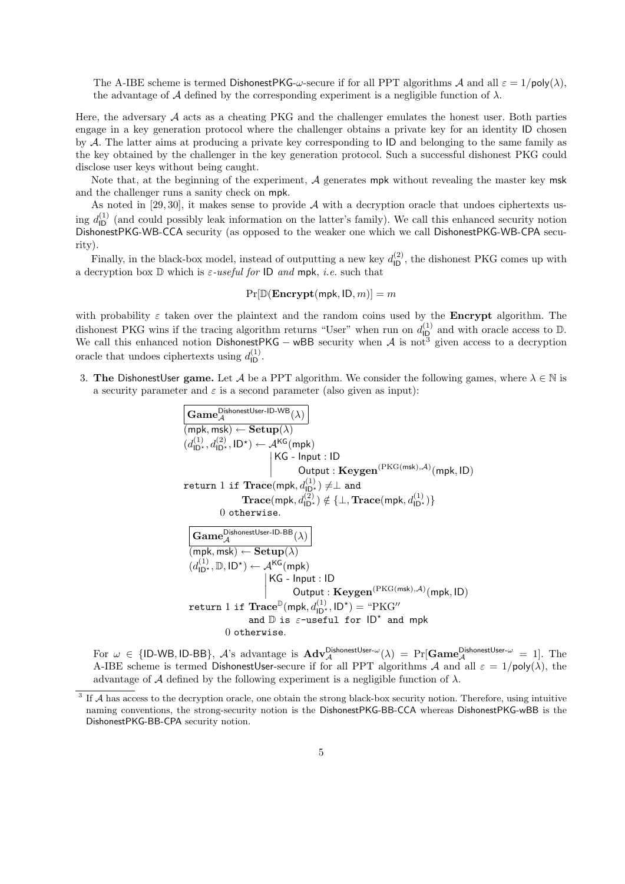The A-IBE scheme is termed DishonestPKG-$\omega$-secure if for all PPT algorithms $\mathcal{A}$ and all $\varepsilon = 1/\mathsf{poly}(\lambda)$, the advantage of $\mathcal{A}$ defined by the corresponding experiment is a negligible function of $\lambda$.

Here, the adversary $\mathcal{A}$ acts as a cheating PKG and the challenger emulates the honest user. Both parties engage in a key generation protocol where the challenger obtains a private key for an identity ID chosen by $\mathcal{A}$. The latter aims at producing a private key corresponding to ID and belonging to the same family as the key obtained by the challenger in the key generation protocol. Such a successful dishonest PKG could disclose user keys without being caught.

Note that, at the beginning of the experiment, $\mathcal{A}$ generates mpk without revealing the master key msk and the challenger runs a sanity check on mpk.

As noted in [29, 30], it makes sense to provide $\mathcal{A}$ with a decryption oracle that undoes ciphertexts using $d_{\mathsf{ID}}^{(1)}$ (and could possibly leak information on the latter's family). We call this enhanced security notion DishonestPKG-WB-CCA security (as opposed to the weaker one which we call DishonestPKG-WB-CPA security).

Finally, in the black-box model, instead of outputting a new key $d_{\mathsf{ID}}^{(2)}$, the dishonest PKG comes up with a decryption box $\mathbb{D}$ which is *$\varepsilon$-useful for* ID *and* mpk, *i.e.* such that

$$\Pr[\mathbb{D}(\mathbf{Encrypt}(\mathsf{mpk}, \mathsf{ID}, m)] = m$$

with probability $\varepsilon$ taken over the plaintext and the random coins used by the **Encrypt** algorithm. The dishonest PKG wins if the tracing algorithm returns "User" when run on $d_{\mathsf{ID}}^{(1)}$ and with oracle access to $\mathbb{D}$. We call this enhanced notion DishonestPKG − wBB security when $\mathcal{A}$ is not[3] given access to a decryption oracle that undoes ciphertexts using $d_{\mathsf{ID}}^{(1)}$.

3. **The** DishonestUser **game.** Let $\mathcal{A}$ be a PPT algorithm. We consider the following games, where $\lambda \in \mathbb{N}$ is a security parameter and $\varepsilon$ is a second parameter (also given as input):

$\boxed{\mathbf{Game}_{\mathcal{A}}^{\mathsf{DishonestUser\text{-}ID\text{-}WB}}(\lambda)}$

$(\mathsf{mpk}, \mathsf{msk}) \leftarrow \mathbf{Setup}(\lambda)$

$(d_{\mathsf{ID}^\star}^{(1)}, d_{\mathsf{ID}^\star}^{(2)}, \mathsf{ID}^\star) \leftarrow \mathcal{A}^{\mathsf{KG}}(\mathsf{mpk})$

  | KG - Input : ID

  |   Output : $\mathbf{Keygen}^{(\mathrm{PKG}(\mathsf{msk}),\mathcal{A})}(\mathsf{mpk}, \mathsf{ID})$

```
return 1 if Trace(mpk, d^(1)_ID*) ≠ ⊥ and
            Trace(mpk, d^(2)_ID*) ∉ {⊥, Trace(mpk, d^(1)_ID*)}
       0 otherwise.
```

$\boxed{\mathbf{Game}_{\mathcal{A}}^{\mathsf{DishonestUser\text{-}ID\text{-}BB}}(\lambda)}$

$(\mathsf{mpk}, \mathsf{msk}) \leftarrow \mathbf{Setup}(\lambda)$

$(d_{\mathsf{ID}^\star}^{(1)}, \mathbb{D}, \mathsf{ID}^\star) \leftarrow \mathcal{A}^{\mathsf{KG}}(\mathsf{mpk})$

  | KG - Input : ID

  |   Output : $\mathbf{Keygen}^{(\mathrm{PKG}(\mathsf{msk}),\mathcal{A})}(\mathsf{mpk}, \mathsf{ID})$

```
return 1 if Trace^D(mpk, d^(1)_ID*, ID*) = "PKG"
            and D is ε-useful for ID* and mpk
       0 otherwise.
```

For $\omega \in \{\mathsf{ID\text{-}WB}, \mathsf{ID\text{-}BB}\}$, $\mathcal{A}$'s advantage is $\mathbf{Adv}_{\mathcal{A}}^{\mathsf{DishonestUser}\text{-}\omega}(\lambda) = \Pr[\mathbf{Game}_{\mathcal{A}}^{\mathsf{DishonestUser}\text{-}\omega} = 1]$. The A-IBE scheme is termed DishonestUser-secure if for all PPT algorithms $\mathcal{A}$ and all $\varepsilon = 1/\mathsf{poly}(\lambda)$, the advantage of $\mathcal{A}$ defined by the following experiment is a negligible function of $\lambda$.

[3] If $\mathcal{A}$ has access to the decryption oracle, one obtain the strong black-box security notion. Therefore, using intuitive naming conventions, the strong-security notion is the DishonestPKG-BB-CCA whereas DishonestPKG-wBB is the DishonestPKG-BB-CPA security notion.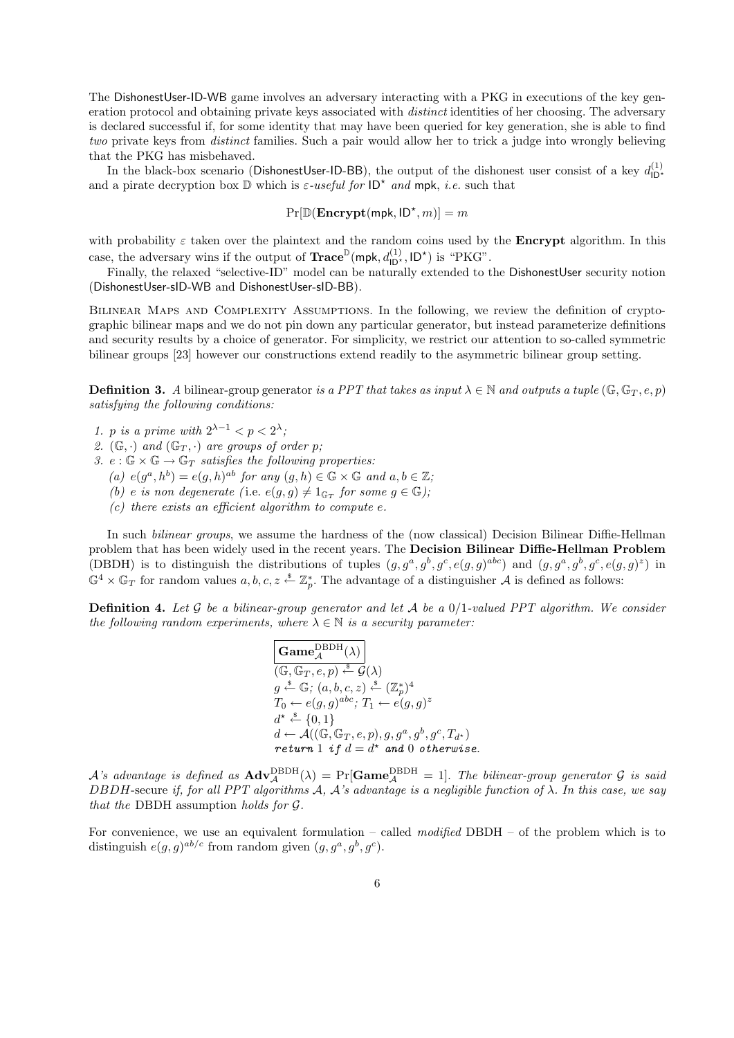The DishonestUser-ID-WB game involves an adversary interacting with a PKG in executions of the key generation protocol and obtaining private keys associated with *distinct* identities of her choosing. The adversary is declared successful if, for some identity that may have been queried for key generation, she is able to find *two* private keys from *distinct* families. Such a pair would allow her to trick a judge into wrongly believing that the PKG has misbehaved.

In the black-box scenario (DishonestUser-ID-BB), the output of the dishonest user consist of a key $d^{(1)}_{\mathsf{ID}^\star}$ and a pirate decryption box $\mathbb{D}$ which is $\varepsilon$-*useful for* $\mathsf{ID}^\star$ *and* $\mathsf{mpk}$, *i.e.* such that

$$\Pr[\mathbb{D}(\mathbf{Encrypt}(\mathsf{mpk}, \mathsf{ID}^\star, m)] = m$$

with probability $\varepsilon$ taken over the plaintext and the random coins used by the **Encrypt** algorithm. In this case, the adversary wins if the output of $\mathbf{Trace}^{\mathbb{D}}(\mathsf{mpk}, d^{(1)}_{\mathsf{ID}^\star}, \mathsf{ID}^\star)$ is "PKG".

Finally, the relaxed "selective-ID" model can be naturally extended to the DishonestUser security notion (DishonestUser-sID-WB and DishonestUser-sID-BB).

Bilinear Maps and Complexity Assumptions. In the following, we review the definition of cryptographic bilinear maps and we do not pin down any particular generator, but instead parameterize definitions and security results by a choice of generator. For simplicity, we restrict our attention to so-called symmetric bilinear groups [23] however our constructions extend readily to the asymmetric bilinear group setting.

**Definition 3.** *A* bilinear-group generator *is a PPT that takes as input $\lambda \in \mathbb{N}$ and outputs a tuple $(\mathbb{G}, \mathbb{G}_T, e, p)$ satisfying the following conditions:*

1. *$p$ is a prime with $2^{\lambda-1} < p < 2^\lambda$;*
2. *$(\mathbb{G}, \cdot)$ and $(\mathbb{G}_T, \cdot)$ are groups of order $p$;*
3. *$e : \mathbb{G} \times \mathbb{G} \to \mathbb{G}_T$ satisfies the following properties:*
   *(a) $e(g^a, h^b) = e(g, h)^{ab}$ for any $(g, h) \in \mathbb{G} \times \mathbb{G}$ and $a, b \in \mathbb{Z}$;*
   *(b) $e$ is non degenerate (*i.e.* $e(g, g) \neq 1_{\mathbb{G}_T}$ for some $g \in \mathbb{G}$);*
   *(c) there exists an efficient algorithm to compute $e$.*

In such *bilinear groups*, we assume the hardness of the (now classical) Decision Bilinear Diffie-Hellman problem that has been widely used in the recent years. The **Decision Bilinear Diffie-Hellman Problem** (DBDH) is to distinguish the distributions of tuples $(g, g^a, g^b, g^c, e(g, g)^{abc})$ and $(g, g^a, g^b, g^c, e(g, g)^z)$ in $\mathbb{G}^4 \times \mathbb{G}_T$ for random values $a, b, c, z \xleftarrow{\$} \mathbb{Z}_p^*$. The advantage of a distinguisher $\mathcal{A}$ is defined as follows:

**Definition 4.** *Let $\mathcal{G}$ be a bilinear-group generator and let $\mathcal{A}$ be a 0/1-valued PPT algorithm. We consider the following random experiments, where $\lambda \in \mathbb{N}$ is a security parameter:*

$\mathbf{Game}^{\mathrm{DBDH}}_{\mathcal{A}}(\lambda)$

$(\mathbb{G}, \mathbb{G}_T, e, p) \xleftarrow{\$} \mathcal{G}(\lambda)$
$g \xleftarrow{\$} \mathbb{G}$; $(a, b, c, z) \xleftarrow{\$} (\mathbb{Z}_p^*)^4$
$T_0 \leftarrow e(g, g)^{abc}$; $T_1 \leftarrow e(g, g)^z$
$d^\star \xleftarrow{\$} \{0, 1\}$
$d \leftarrow \mathcal{A}((\mathbb{G}, \mathbb{G}_T, e, p), g, g^a, g^b, g^c, T_{d^\star})$
*return* 1 *if* $d = d^\star$ *and* 0 *otherwise.*

*$\mathcal{A}$'s advantage is defined as $\mathbf{Adv}^{\mathrm{DBDH}}_{\mathcal{A}}(\lambda) = \Pr[\mathbf{Game}^{\mathrm{DBDH}}_{\mathcal{A}} = 1]$. The bilinear-group generator $\mathcal{G}$ is said DBDH-*secure *if, for all PPT algorithms $\mathcal{A}$, $\mathcal{A}$'s advantage is a negligible function of $\lambda$. In this case, we say that the* DBDH assumption *holds for $\mathcal{G}$.*

For convenience, we use an equivalent formulation – called *modified* DBDH – of the problem which is to distinguish $e(g, g)^{ab/c}$ from random given $(g, g^a, g^b, g^c)$.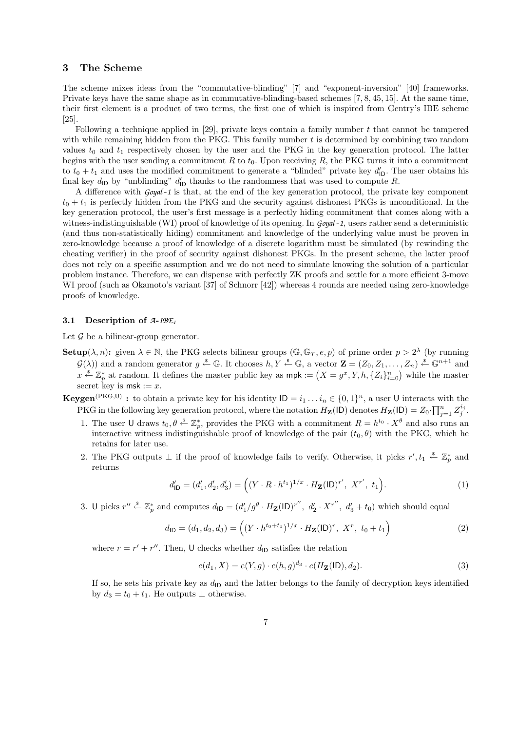## 3 The Scheme

The scheme mixes ideas from the "commutative-blinding" [7] and "exponent-inversion" [40] frameworks. Private keys have the same shape as in commutative-blinding-based schemes [7, 8, 45, 15]. At the same time, their first element is a product of two terms, the first one of which is inspired from Gentry's IBE scheme [25].

Following a technique applied in [29], private keys contain a family number $t$ that cannot be tampered with while remaining hidden from the PKG. This family number $t$ is determined by combining two random values $t_0$ and $t_1$ respectively chosen by the user and the PKG in the key generation protocol. The latter begins with the user sending a commitment $R$ to $t_0$. Upon receiving $R$, the PKG turns it into a commitment to $t_0 + t_1$ and uses the modified commitment to generate a "blinded" private key $d'_{\mathsf{ID}}$. The user obtains his final key $d_{\mathsf{ID}}$ by "unblinding" $d'_{\mathsf{ID}}$ thanks to the randomness that was used to compute $R$.

A difference with *Goyal-1* is that, at the end of the key generation protocol, the private key component $t_0 + t_1$ is perfectly hidden from the PKG and the security against dishonest PKGs is unconditional. In the key generation protocol, the user's first message is a perfectly hiding commitment that comes along with a witness-indistinguishable (WI) proof of knowledge of its opening. In *Goyal-1*, users rather send a deterministic (and thus non-statistically hiding) commitment and knowledge of the underlying value must be proven in zero-knowledge because a proof of knowledge of a discrete logarithm must be simulated (by rewinding the cheating verifier) in the proof of security against dishonest PKGs. In the present scheme, the latter proof does not rely on a specific assumption and we do not need to simulate knowing the solution of a particular problem instance. Therefore, we can dispense with perfectly ZK proofs and settle for a more efficient 3-move WI proof (such as Okamoto's variant [37] of Schnorr [42]) whereas 4 rounds are needed using zero-knowledge proofs of knowledge.

### 3.1 Description of *A-IBE*$_1$

Let $\mathcal{G}$ be a bilinear-group generator.

**Setup**$(\lambda, n)$**:** given $\lambda \in \mathbb{N}$, the PKG selects bilinear groups $(\mathbb{G}, \mathbb{G}_T, e, p)$ of prime order $p > 2^\lambda$ (by running $\mathcal{G}(\lambda)$) and a random generator $g \xleftarrow{\$} \mathbb{G}$. It chooses $h, Y \xleftarrow{\$} \mathbb{G}$, a vector $\mathbf{Z} = (Z_0, Z_1, \ldots, Z_n) \xleftarrow{\$} \mathbb{G}^{n+1}$ and $x \xleftarrow{\$} \mathbb{Z}_p^*$ at random. It defines the master public key as $\mathsf{mpk} := \big(X = g^x, Y, h, \{Z_i\}_{i=0}^n\big)$ while the master secret key is $\mathsf{msk} := x$.

**Keygen**$^{(\mathrm{PKG},\mathsf{U})}$ **:** to obtain a private key for his identity $\mathsf{ID} = i_1 \ldots i_n \in \{0,1\}^n$, a user $\mathsf{U}$ interacts with the PKG in the following key generation protocol, where the notation $H_{\mathbf{Z}}(\mathsf{ID})$ denotes $H_{\mathbf{Z}}(\mathsf{ID}) = Z_0 \cdot \prod_{j=1}^n Z_j^{i_j}$.

1. The user $\mathsf{U}$ draws $t_0, \theta \xleftarrow{\$} \mathbb{Z}_p^*$, provides the PKG with a commitment $R = h^{t_0} \cdot X^\theta$ and also runs an interactive witness indistinguishable proof of knowledge of the pair $(t_0, \theta)$ with the PKG, which he retains for later use.
2. The PKG outputs $\perp$ if the proof of knowledge fails to verify. Otherwise, it picks $r', t_1 \xleftarrow{\$} \mathbb{Z}_p^*$ and returns
$$d'_{\mathsf{ID}} = (d'_1, d'_2, d'_3) = \Big( (Y \cdot R \cdot h^{t_1})^{1/x} \cdot H_{\mathbf{Z}}(\mathsf{ID})^{r'},\ X^{r'},\ t_1 \Big). \tag{1}$$
3. $\mathsf{U}$ picks $r'' \xleftarrow{\$} \mathbb{Z}_p^*$ and computes $d_{\mathsf{ID}} = \big(d'_1/g^\theta \cdot H_{\mathbf{Z}}(\mathsf{ID})^{r''},\ d'_2 \cdot X^{r''},\ d'_3 + t_0\big)$ which should equal
$$d_{\mathsf{ID}} = (d_1, d_2, d_3) = \Big( (Y \cdot h^{t_0+t_1})^{1/x} \cdot H_{\mathbf{Z}}(\mathsf{ID})^{r},\ X^r,\ t_0 + t_1 \Big) \tag{2}$$
where $r = r' + r''$. Then, $\mathsf{U}$ checks whether $d_{\mathsf{ID}}$ satisfies the relation
$$e(d_1, X) = e(Y, g) \cdot e(h, g)^{d_3} \cdot e(H_{\mathbf{Z}}(\mathsf{ID}), d_2). \tag{3}$$
If so, he sets his private key as $d_{\mathsf{ID}}$ and the latter belongs to the family of decryption keys identified by $d_3 = t_0 + t_1$. He outputs $\perp$ otherwise.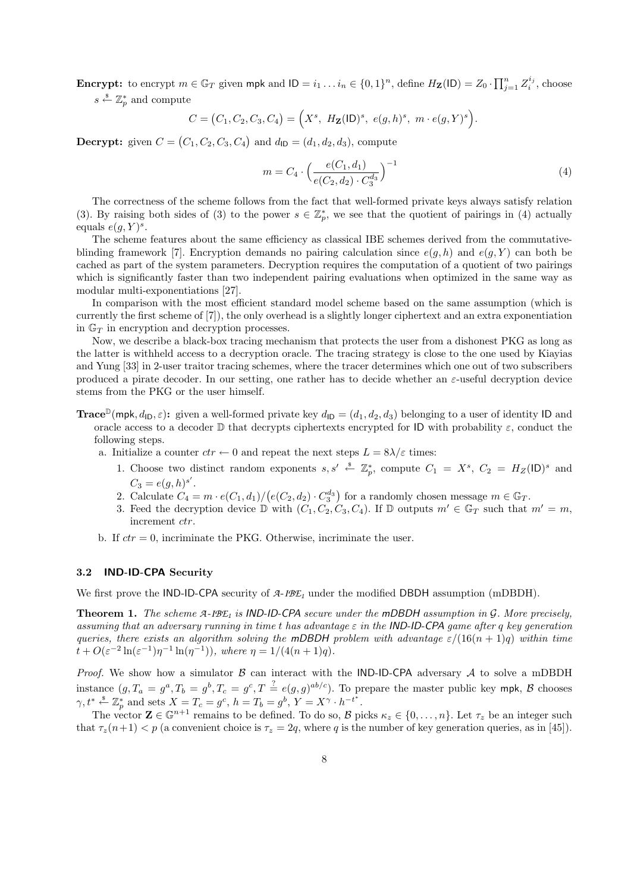**Encrypt:** to encrypt $m \in \mathbb{G}_T$ given $\mathsf{mpk}$ and $\mathsf{ID} = i_1 \dots i_n \in \{0,1\}^n$, define $H_{\mathbf{Z}}(\mathsf{ID}) = Z_0 \cdot \prod_{j=1}^{n} Z_i^{i_j}$, choose $s \xleftarrow{\$} \mathbb{Z}_p^*$ and compute

$$C = \big(C_1, C_2, C_3, C_4\big) = \Big(X^s,\ H_{\mathbf{Z}}(\mathsf{ID})^s,\ e(g,h)^s,\ m \cdot e(g,Y)^s\Big).$$

**Decrypt:** given $C = \big(C_1, C_2, C_3, C_4\big)$ and $d_{\mathsf{ID}} = (d_1, d_2, d_3)$, compute

$$m = C_4 \cdot \Big(\frac{e(C_1, d_1)}{e(C_2, d_2) \cdot C_3^{d_3}}\Big)^{-1} \tag{4}$$

The correctness of the scheme follows from the fact that well-formed private keys always satisfy relation (3). By raising both sides of (3) to the power $s \in \mathbb{Z}_p^*$, we see that the quotient of pairings in (4) actually equals $e(g,Y)^s$.

The scheme features about the same efficiency as classical IBE schemes derived from the commutative-blinding framework [7]. Encryption demands no pairing calculation since $e(g,h)$ and $e(g,Y)$ can both be cached as part of the system parameters. Decryption requires the computation of a quotient of two pairings which is significantly faster than two independent pairing evaluations when optimized in the same way as modular multi-exponentiations [27].

In comparison with the most efficient standard model scheme based on the same assumption (which is currently the first scheme of [7]), the only overhead is a slightly longer ciphertext and an extra exponentiation in $\mathbb{G}_T$ in encryption and decryption processes.

Now, we describe a black-box tracing mechanism that protects the user from a dishonest PKG as long as the latter is withheld access to a decryption oracle. The tracing strategy is close to the one used by Kiayias and Yung [33] in 2-user traitor tracing schemes, where the tracer determines which one out of two subscribers produced a pirate decoder. In our setting, one rather has to decide whether an $\varepsilon$-useful decryption device stems from the PKG or the user himself.

**Trace**$^{\mathbb{D}}(\mathsf{mpk}, d_{\mathsf{ID}}, \varepsilon)$**:** given a well-formed private key $d_{\mathsf{ID}} = (d_1, d_2, d_3)$ belonging to a user of identity $\mathsf{ID}$ and oracle access to a decoder $\mathbb{D}$ that decrypts ciphertexts encrypted for $\mathsf{ID}$ with probability $\varepsilon$, conduct the following steps.

a. Initialize a counter $ctr \leftarrow 0$ and repeat the next steps $L = 8\lambda/\varepsilon$ times:
   1. Choose two distinct random exponents $s, s' \xleftarrow{\$} \mathbb{Z}_p^*$, compute $C_1 = X^s$, $C_2 = H_Z(\mathsf{ID})^s$ and $C_3 = e(g,h)^{s'}$.
   2. Calculate $C_4 = m \cdot e(C_1, d_1) / \big(e(C_2, d_2) \cdot C_3^{d_3}\big)$ for a randomly chosen message $m \in \mathbb{G}_T$.
   3. Feed the decryption device $\mathbb{D}$ with $(C_1, C_2, C_3, C_4)$. If $\mathbb{D}$ outputs $m' \in \mathbb{G}_T$ such that $m' = m$, increment $ctr$.

b. If $ctr = 0$, incriminate the PKG. Otherwise, incriminate the user.

### 3.2 IND-ID-CPA Security

We first prove the IND-ID-CPA security of $\mathcal{A}$-$\mathcal{IBE}_1$ under the modified DBDH assumption (mDBDH).

**Theorem 1.** *The scheme $\mathcal{A}$-$\mathcal{IBE}_1$ is IND-ID-CPA secure under the mDBDH assumption in $\mathcal{G}$. More precisely, assuming that an adversary running in time $t$ has advantage $\varepsilon$ in the IND-ID-CPA game after $q$ key generation queries, there exists an algorithm solving the mDBDH problem with advantage $\varepsilon/(16(n+1)q)$ within time $t + O(\varepsilon^{-2}\ln(\varepsilon^{-1})\eta^{-1}\ln(\eta^{-1}))$, where $\eta = 1/(4(n+1)q)$.*

*Proof.* We show how a simulator $\mathcal{B}$ can interact with the IND-ID-CPA adversary $\mathcal{A}$ to solve a mDBDH instance $(g, T_a = g^a, T_b = g^b, T_c = g^c, T \stackrel{?}{=} e(g,g)^{ab/c})$. To prepare the master public key $\mathsf{mpk}$, $\mathcal{B}$ chooses $\gamma, t^* \xleftarrow{\$} \mathbb{Z}_p^*$ and sets $X = T_c = g^c$, $h = T_b = g^b$, $Y = X^\gamma \cdot h^{-t^*}$.

The vector $\mathbf{Z} \in \mathbb{G}^{n+1}$ remains to be defined. To do so, $\mathcal{B}$ picks $\kappa_z \in \{0, \dots, n\}$. Let $\tau_z$ be an integer such that $\tau_z(n+1) < p$ (a convenient choice is $\tau_z = 2q$, where $q$ is the number of key generation queries, as in [45]).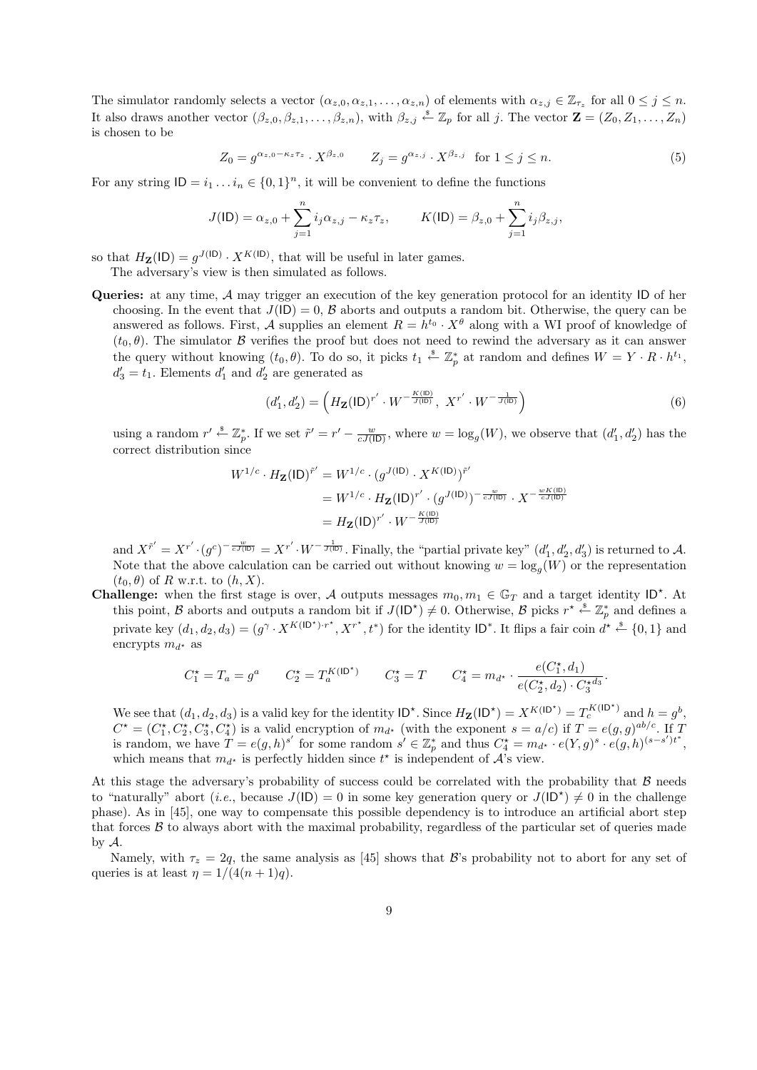The simulator randomly selects a vector $(\alpha_{z,0}, \alpha_{z,1}, \ldots, \alpha_{z,n})$ of elements with $\alpha_{z,j} \in \mathbb{Z}_{\tau_z}$ for all $0 \leq j \leq n$. It also draws another vector $(\beta_{z,0}, \beta_{z,1}, \ldots, \beta_{z,n})$, with $\beta_{z,j} \xleftarrow{\$} \mathbb{Z}_p$ for all $j$. The vector $\mathbf{Z} = (Z_0, Z_1, \ldots, Z_n)$ is chosen to be

$$Z_0 = g^{\alpha_{z,0} - \kappa_z \tau_z} \cdot X^{\beta_{z,0}} \qquad Z_j = g^{\alpha_{z,j}} \cdot X^{\beta_{z,j}} \quad \text{for } 1 \leq j \leq n. \tag{5}$$

For any string $\mathsf{ID} = i_1 \ldots i_n \in \{0,1\}^n$, it will be convenient to define the functions

$$J(\mathsf{ID}) = \alpha_{z,0} + \sum_{j=1}^{n} i_j \alpha_{z,j} - \kappa_z \tau_z, \qquad K(\mathsf{ID}) = \beta_{z,0} + \sum_{j=1}^{n} i_j \beta_{z,j},$$

so that $H_{\mathbf{Z}}(\mathsf{ID}) = g^{J(\mathsf{ID})} \cdot X^{K(\mathsf{ID})}$, that will be useful in later games.

The adversary's view is then simulated as follows.

**Queries:** at any time, $\mathcal{A}$ may trigger an execution of the key generation protocol for an identity $\mathsf{ID}$ of her choosing. In the event that $J(\mathsf{ID}) = 0$, $\mathcal{B}$ aborts and outputs a random bit. Otherwise, the query can be answered as follows. First, $\mathcal{A}$ supplies an element $R = h^{t_0} \cdot X^{\theta}$ along with a WI proof of knowledge of $(t_0, \theta)$. The simulator $\mathcal{B}$ verifies the proof but does not need to rewind the adversary as it can answer the query without knowing $(t_0, \theta)$. To do so, it picks $t_1 \xleftarrow{\$} \mathbb{Z}_p^*$ at random and defines $W = Y \cdot R \cdot h^{t_1}$, $d_3' = t_1$. Elements $d_1'$ and $d_2'$ are generated as

$$(d_1', d_2') = \left( H_{\mathbf{Z}}(\mathsf{ID})^{r'} \cdot W^{-\frac{K(\mathsf{ID})}{J(\mathsf{ID})}}, \; X^{r'} \cdot W^{-\frac{1}{J(\mathsf{ID})}} \right) \tag{6}$$

using a random $r' \xleftarrow{\$} \mathbb{Z}_p^*$. If we set $\tilde{r}' = r' - \frac{w}{cJ(\mathsf{ID})}$, where $w = \log_g(W)$, we observe that $(d_1', d_2')$ has the correct distribution since

$$\begin{aligned} W^{1/c} \cdot H_{\mathbf{Z}}(\mathsf{ID})^{\tilde{r}'} &= W^{1/c} \cdot (g^{J(\mathsf{ID})} \cdot X^{K(\mathsf{ID})})^{\tilde{r}'} \\ &= W^{1/c} \cdot H_{\mathbf{Z}}(\mathsf{ID})^{r'} \cdot (g^{J(\mathsf{ID})})^{-\frac{w}{cJ(\mathsf{ID})}} \cdot X^{-\frac{wK(\mathsf{ID})}{cJ(\mathsf{ID})}} \\ &= H_{\mathbf{Z}}(\mathsf{ID})^{r'} \cdot W^{-\frac{K(\mathsf{ID})}{J(\mathsf{ID})}} \end{aligned}$$

and $X^{\tilde{r}'} = X^{r'} \cdot (g^c)^{-\frac{w}{cJ(\mathsf{ID})}} = X^{r'} \cdot W^{-\frac{1}{J(\mathsf{ID})}}$. Finally, the "partial private key" $(d_1', d_2', d_3')$ is returned to $\mathcal{A}$. Note that the above calculation can be carried out without knowing $w = \log_g(W)$ or the representation $(t_0, \theta)$ of $R$ w.r.t. to $(h, X)$.

**Challenge:** when the first stage is over, $\mathcal{A}$ outputs messages $m_0, m_1 \in \mathbb{G}_T$ and a target identity $\mathsf{ID}^\star$. At this point, $\mathcal{B}$ aborts and outputs a random bit if $J(\mathsf{ID}^\star) \neq 0$. Otherwise, $\mathcal{B}$ picks $r^\star \xleftarrow{\$} \mathbb{Z}_p^*$ and defines a private key $(d_1, d_2, d_3) = (g^{\gamma} \cdot X^{K(\mathsf{ID}^\star) \cdot r^\star}, X^{r^\star}, t^*)$ for the identity $\mathsf{ID}^*$. It flips a fair coin $d^\star \xleftarrow{\$} \{0,1\}$ and encrypts $m_{d^\star}$ as

$$C_1^\star = T_a = g^a \qquad C_2^\star = T_a^{K(\mathsf{ID}^\star)} \qquad C_3^\star = T \qquad C_4^\star = m_{d^\star} \cdot \frac{e(C_1^\star, d_1)}{e(C_2^\star, d_2) \cdot C_3^{\star d_3}}.$$

We see that $(d_1, d_2, d_3)$ is a valid key for the identity $\mathsf{ID}^\star$. Since $H_{\mathbf{Z}}(\mathsf{ID}^\star) = X^{K(\mathsf{ID}^\star)} = T_c^{K(\mathsf{ID}^\star)}$ and $h = g^b$, $C^\star = (C_1^\star, C_2^\star, C_3^\star, C_4^\star)$ is a valid encryption of $m_{d^\star}$ (with the exponent $s = a/c$) if $T = e(g,g)^{ab/c}$. If $T$ is random, we have $T = e(g,h)^{s'}$ for some random $s' \in \mathbb{Z}_p^*$ and thus $C_4^\star = m_{d^\star} \cdot e(Y,g)^s \cdot e(g,h)^{(s-s')t^*}$, which means that $m_{d^\star}$ is perfectly hidden since $t^\star$ is independent of $\mathcal{A}$'s view.

At this stage the adversary's probability of success could be correlated with the probability that $\mathcal{B}$ needs to "naturally" abort (*i.e.*, because $J(\mathsf{ID}) = 0$ in some key generation query or $J(\mathsf{ID}^\star) \neq 0$ in the challenge phase). As in [45], one way to compensate this possible dependency is to introduce an artificial abort step that forces $\mathcal{B}$ to always abort with the maximal probability, regardless of the particular set of queries made by $\mathcal{A}$.

Namely, with $\tau_z = 2q$, the same analysis as [45] shows that $\mathcal{B}$'s probability not to abort for any set of queries is at least $\eta = 1/(4(n+1)q)$.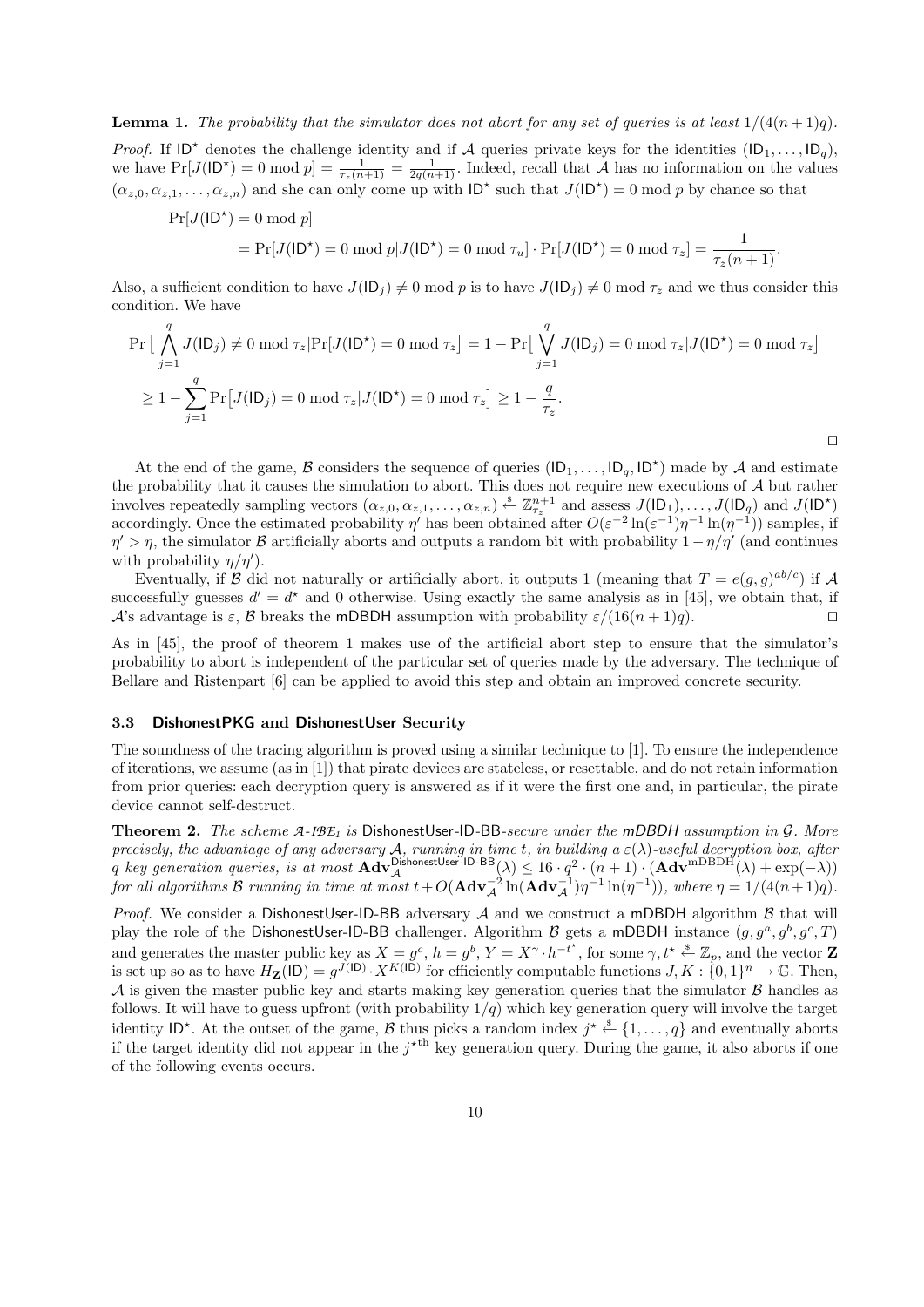**Lemma 1.** *The probability that the simulator does not abort for any set of queries is at least $1/(4(n+1)q)$.*

*Proof.* If $\mathsf{ID}^\star$ denotes the challenge identity and if $\mathcal{A}$ queries private keys for the identities $(\mathsf{ID}_1, \ldots, \mathsf{ID}_q)$, we have $\Pr[J(\mathsf{ID}^\star) = 0 \bmod p] = \frac{1}{\tau_z(n+1)} = \frac{1}{2q(n+1)}$. Indeed, recall that $\mathcal{A}$ has no information on the values $(\alpha_{z,0}, \alpha_{z,1}, \ldots, \alpha_{z,n})$ and she can only come up with $\mathsf{ID}^\star$ such that $J(\mathsf{ID}^\star) = 0 \bmod p$ by chance so that

$$\begin{aligned}
&\Pr[J(\mathsf{ID}^\star) = 0 \bmod p] \\
&\quad = \Pr[J(\mathsf{ID}^\star) = 0 \bmod p | J(\mathsf{ID}^\star) = 0 \bmod \tau_u] \cdot \Pr[J(\mathsf{ID}^\star) = 0 \bmod \tau_z] = \frac{1}{\tau_z(n+1)}.
\end{aligned}$$

Also, a sufficient condition to have $J(\mathsf{ID}_j) \neq 0 \bmod p$ is to have $J(\mathsf{ID}_j) \neq 0 \bmod \tau_z$ and we thus consider this condition. We have

$$\begin{aligned}
\Pr\big[\bigwedge_{j=1}^{q} J(\mathsf{ID}_j) \neq 0 \bmod \tau_z | \Pr[J(\mathsf{ID}^\star) = 0 \bmod \tau_z\big] &= 1 - \Pr\big[\bigvee_{j=1}^{q} J(\mathsf{ID}_j) = 0 \bmod \tau_z | J(\mathsf{ID}^\star) = 0 \bmod \tau_z\big] \\
&\geq 1 - \sum_{j=1}^{q} \Pr\big[J(\mathsf{ID}_j) = 0 \bmod \tau_z | J(\mathsf{ID}^\star) = 0 \bmod \tau_z\big] \geq 1 - \frac{q}{\tau_z}.
\end{aligned}$$

$\square$

At the end of the game, $\mathcal{B}$ considers the sequence of queries $(\mathsf{ID}_1, \ldots, \mathsf{ID}_q, \mathsf{ID}^\star)$ made by $\mathcal{A}$ and estimate the probability that it causes the simulation to abort. This does not require new executions of $\mathcal{A}$ but rather involves repeatedly sampling vectors $(\alpha_{z,0}, \alpha_{z,1}, \ldots, \alpha_{z,n}) \xleftarrow{\$} \mathbb{Z}_{\tau_z}^{n+1}$ and assess $J(\mathsf{ID}_1), \ldots, J(\mathsf{ID}_q)$ and $J(\mathsf{ID}^\star)$ accordingly. Once the estimated probability $\eta'$ has been obtained after $O(\varepsilon^{-2}\ln(\varepsilon^{-1})\eta^{-1}\ln(\eta^{-1}))$ samples, if $\eta' > \eta$, the simulator $\mathcal{B}$ artificially aborts and outputs a random bit with probability $1 - \eta/\eta'$ (and continues with probability $\eta/\eta'$).

Eventually, if $\mathcal{B}$ did not naturally or artificially abort, it outputs 1 (meaning that $T = e(g,g)^{ab/c}$) if $\mathcal{A}$ successfully guesses $d' = d^\star$ and 0 otherwise. Using exactly the same analysis as in [45], we obtain that, if $\mathcal{A}$'s advantage is $\varepsilon$, $\mathcal{B}$ breaks the mDBDH assumption with probability $\varepsilon/(16(n+1)q)$. $\square$

As in [45], the proof of theorem 1 makes use of the artificial abort step to ensure that the simulator's probability to abort is independent of the particular set of queries made by the adversary. The technique of Bellare and Ristenpart [6] can be applied to avoid this step and obtain an improved concrete security.

### 3.3 DishonestPKG and DishonestUser Security

The soundness of the tracing algorithm is proved using a similar technique to [1]. To ensure the independence of iterations, we assume (as in [1]) that pirate devices are stateless, or resettable, and do not retain information from prior queries: each decryption query is answered as if it were the first one and, in particular, the pirate device cannot self-destruct.

**Theorem 2.** *The scheme $\mathcal{A}$-$\mathcal{IBE}_1$ is DishonestUser-ID-BB-secure under the mDBDH assumption in $\mathcal{G}$. More precisely, the advantage of any adversary $\mathcal{A}$, running in time $t$, in building a $\varepsilon(\lambda)$-useful decryption box, after $q$ key generation queries, is at most $\mathbf{Adv}_{\mathcal{A}}^{\mathsf{DishonestUser\text{-}ID\text{-}BB}}(\lambda) \leq 16 \cdot q^2 \cdot (n+1) \cdot (\mathbf{Adv}^{\mathrm{mDBDH}}(\lambda) + \exp(-\lambda))$ for all algorithms $\mathcal{B}$ running in time at most $t + O(\mathbf{Adv}_{\mathcal{A}}^{-2}\ln(\mathbf{Adv}_{\mathcal{A}}^{-1})\eta^{-1}\ln(\eta^{-1}))$, where $\eta = 1/(4(n+1)q)$.*

*Proof.* We consider a DishonestUser-ID-BB adversary $\mathcal{A}$ and we construct a mDBDH algorithm $\mathcal{B}$ that will play the role of the DishonestUser-ID-BB challenger. Algorithm $\mathcal{B}$ gets a mDBDH instance $(g, g^a, g^b, g^c, T)$ and generates the master public key as $X = g^c$, $h = g^b$, $Y = X^\gamma \cdot h^{-t^\star}$, for some $\gamma, t^\star \xleftarrow{\$} \mathbb{Z}_p$, and the vector $\mathbf{Z}$ is set up so as to have $H_{\mathbf{Z}}(\mathsf{ID}) = g^{J(\mathsf{ID})} \cdot X^{K(\mathsf{ID})}$ for efficiently computable functions $J, K : \{0,1\}^n \to \mathbb{G}$. Then, $\mathcal{A}$ is given the master public key and starts making key generation queries that the simulator $\mathcal{B}$ handles as follows. It will have to guess upfront (with probability $1/q$) which key generation query will involve the target identity $\mathsf{ID}^\star$. At the outset of the game, $\mathcal{B}$ thus picks a random index $j^\star \xleftarrow{\$} \{1, \ldots, q\}$ and eventually aborts if the target identity did not appear in the $j^{\star\text{th}}$ key generation query. During the game, it also aborts if one of the following events occurs.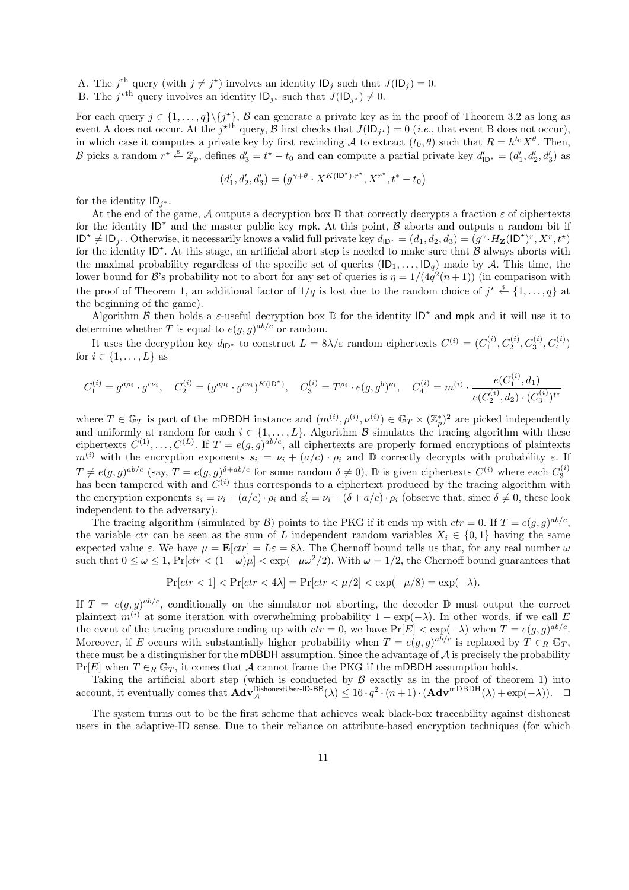A. The $j^{\text{th}}$ query (with $j \neq j^\star$) involves an identity $\mathsf{ID}_j$ such that $J(\mathsf{ID}_j) = 0$.
B. The $j^{\star\text{th}}$ query involves an identity $\mathsf{ID}_{j^\star}$ such that $J(\mathsf{ID}_{j^\star}) \neq 0$.

For each query $j \in \{1,\ldots,q\}\backslash\{j^\star\}$, $\mathcal{B}$ can generate a private key as in the proof of Theorem 3.2 as long as event A does not occur. At the $j^{\star\text{th}}$ query, $\mathcal{B}$ first checks that $J(\mathsf{ID}_{j^\star}) = 0$ (*i.e.*, that event B does not occur), in which case it computes a private key by first rewinding $\mathcal{A}$ to extract $(t_0, \theta)$ such that $R = h^{t_0} X^{\theta}$. Then, $\mathcal{B}$ picks a random $r^\star \xleftarrow{\$} \mathbb{Z}_p$, defines $d_3' = t^\star - t_0$ and can compute a partial private key $d'_{\mathsf{ID}^\star} = (d_1', d_2', d_3')$ as

$$(d_1', d_2', d_3') = \big(g^{\gamma+\theta} \cdot X^{K(\mathsf{ID}^\star)\cdot r^\star}, X^{r^\star}, t^* - t_0\big)$$

for the identity $\mathsf{ID}_{j^\star}$.

At the end of the game, $\mathcal{A}$ outputs a decryption box $\mathbb{D}$ that correctly decrypts a fraction $\varepsilon$ of ciphertexts for the identity $\mathsf{ID}^\star$ and the master public key $\mathsf{mpk}$. At this point, $\mathcal{B}$ aborts and outputs a random bit if $\mathsf{ID}^\star \neq \mathsf{ID}_{j^\star}$. Otherwise, it necessarily knows a valid full private key $d_{\mathsf{ID}^\star} = (d_1, d_2, d_3) = (g^{\gamma} \cdot H_{\mathbf{Z}}(\mathsf{ID}^\star)^r, X^r, t^\star)$ for the identity $\mathsf{ID}^\star$. At this stage, an artificial abort step is needed to make sure that $\mathcal{B}$ always aborts with the maximal probability regardless of the specific set of queries $(\mathsf{ID}_1, \ldots, \mathsf{ID}_q)$ made by $\mathcal{A}$. This time, the lower bound for $\mathcal{B}$'s probability not to abort for any set of queries is $\eta = 1/(4q^2(n+1))$ (in comparison with the proof of Theorem 1, an additional factor of $1/q$ is lost due to the random choice of $j^\star \xleftarrow{\$} \{1,\ldots,q\}$ at the beginning of the game).

Algorithm $\mathcal{B}$ then holds a $\varepsilon$-useful decryption box $\mathbb{D}$ for the identity $\mathsf{ID}^\star$ and $\mathsf{mpk}$ and it will use it to determine whether $T$ is equal to $e(g,g)^{ab/c}$ or random.

It uses the decryption key $d_{\mathsf{ID}^\star}$ to construct $L = 8\lambda/\varepsilon$ random ciphertexts $C^{(i)} = (C_1^{(i)}, C_2^{(i)}, C_3^{(i)}, C_4^{(i)})$ for $i \in \{1,\ldots,L\}$ as

$$C_1^{(i)} = g^{a\rho_i} \cdot g^{c\nu_i}, \quad C_2^{(i)} = (g^{a\rho_i} \cdot g^{c\nu_i})^{K(\mathsf{ID}^\star)}, \quad C_3^{(i)} = T^{\rho_i} \cdot e(g, g^b)^{\nu_i}, \quad C_4^{(i)} = m^{(i)} \cdot \frac{e(C_1^{(i)}, d_1)}{e(C_2^{(i)}, d_2) \cdot (C_3^{(i)})^{t^\star}}$$

where $T \in \mathbb{G}_T$ is part of the $\mathsf{mDBDH}$ instance and $(m^{(i)}, \rho^{(i)}, \nu^{(i)}) \in \mathbb{G}_T \times (\mathbb{Z}_p^*)^2$ are picked independently and uniformly at random for each $i \in \{1,\ldots,L\}$. Algorithm $\mathcal{B}$ simulates the tracing algorithm with these ciphertexts $C^{(1)},\ldots,C^{(L)}$. If $T = e(g,g)^{ab/c}$, all ciphertexts are properly formed encryptions of plaintexts $m^{(i)}$ with the encryption exponents $s_i = \nu_i + (a/c)\cdot\rho_i$ and $\mathbb{D}$ correctly decrypts with probability $\varepsilon$. If $T \neq e(g,g)^{ab/c}$ (say, $T = e(g,g)^{\delta+ab/c}$ for some random $\delta \neq 0$), $\mathbb{D}$ is given ciphertexts $C^{(i)}$ where each $C_3^{(i)}$ has been tampered with and $C^{(i)}$ thus corresponds to a ciphertext produced by the tracing algorithm with the encryption exponents $s_i = \nu_i + (a/c)\cdot\rho_i$ and $s_i' = \nu_i + (\delta + a/c)\cdot\rho_i$ (observe that, since $\delta \neq 0$, these look independent to the adversary).

The tracing algorithm (simulated by $\mathcal{B}$) points to the PKG if it ends up with $ctr = 0$. If $T = e(g,g)^{ab/c}$, the variable $ctr$ can be seen as the sum of $L$ independent random variables $X_i \in \{0,1\}$ having the same expected value $\varepsilon$. We have $\mu = \mathbf{E}[ctr] = L\varepsilon = 8\lambda$. The Chernoff bound tells us that, for any real number $\omega$ such that $0 \leq \omega \leq 1$, $\Pr[ctr < (1-\omega)\mu] < \exp(-\mu\omega^2/2)$. With $\omega = 1/2$, the Chernoff bound guarantees that

$$\Pr[ctr < 1] < \Pr[ctr < 4\lambda] = \Pr[ctr < \mu/2] < \exp(-\mu/8) = \exp(-\lambda).$$

If $T = e(g,g)^{ab/c}$, conditionally on the simulator not aborting, the decoder $\mathbb{D}$ must output the correct plaintext $m^{(i)}$ at some iteration with overwhelming probability $1 - \exp(-\lambda)$. In other words, if we call $E$ the event of the tracing procedure ending up with $ctr = 0$, we have $\Pr[E] < \exp(-\lambda)$ when $T = e(g,g)^{ab/c}$. Moreover, if $E$ occurs with substantially higher probability when $T = e(g,g)^{ab/c}$ is replaced by $T \in_R \mathbb{G}_T$, there must be a distinguisher for the $\mathsf{mDBDH}$ assumption. Since the advantage of $\mathcal{A}$ is precisely the probability $\Pr[E]$ when $T \in_R \mathbb{G}_T$, it comes that $\mathcal{A}$ cannot frame the PKG if the $\mathsf{mDBDH}$ assumption holds.

Taking the artificial abort step (which is conducted by $\mathcal{B}$ exactly as in the proof of theorem 1) into account, it eventually comes that $\mathbf{Adv}_{\mathcal{A}}^{\mathsf{DishonestUser\text{-}ID\text{-}BB}}(\lambda) \leq 16 \cdot q^2 \cdot (n+1)\cdot(\mathbf{Adv}^{\mathrm{mDBDH}}(\lambda) + \exp(-\lambda))$. $\square$

The system turns out to be the first scheme that achieves weak black-box traceability against dishonest users in the adaptive-ID sense. Due to their reliance on attribute-based encryption techniques (for which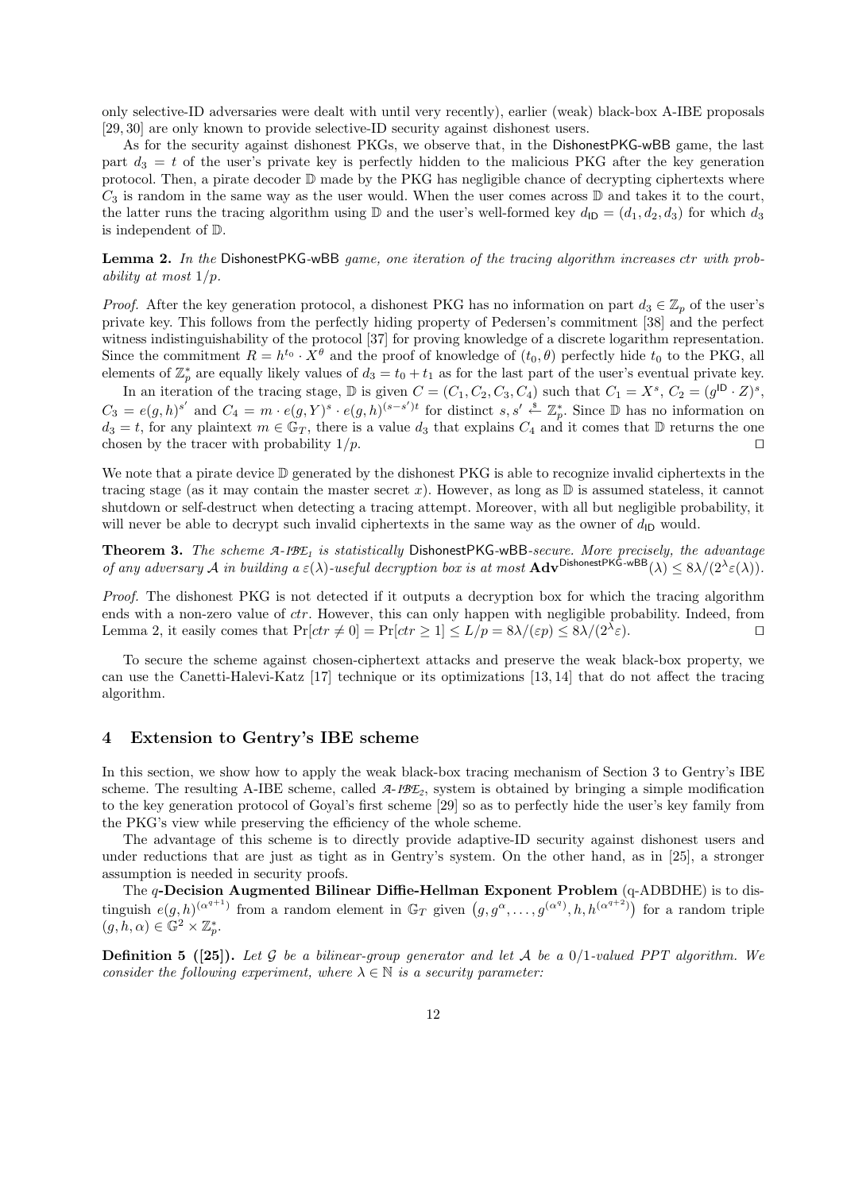only selective-ID adversaries were dealt with until very recently), earlier (weak) black-box A-IBE proposals [29, 30] are only known to provide selective-ID security against dishonest users.

As for the security against dishonest PKGs, we observe that, in the DishonestPKG-wBB game, the last part $d_3 = t$ of the user's private key is perfectly hidden to the malicious PKG after the key generation protocol. Then, a pirate decoder $\mathbb{D}$ made by the PKG has negligible chance of decrypting ciphertexts where $C_3$ is random in the same way as the user would. When the user comes across $\mathbb{D}$ and takes it to the court, the latter runs the tracing algorithm using $\mathbb{D}$ and the user's well-formed key $d_{\mathsf{ID}} = (d_1, d_2, d_3)$ for which $d_3$ is independent of $\mathbb{D}$.

**Lemma 2.** *In the* DishonestPKG-wBB *game, one iteration of the tracing algorithm increases $ctr$ with probability at most $1/p$.*

*Proof.* After the key generation protocol, a dishonest PKG has no information on part $d_3 \in \mathbb{Z}_p$ of the user's private key. This follows from the perfectly hiding property of Pedersen's commitment [38] and the perfect witness indistinguishability of the protocol [37] for proving knowledge of a discrete logarithm representation. Since the commitment $R = h^{t_0} \cdot X^{\theta}$ and the proof of knowledge of $(t_0, \theta)$ perfectly hide $t_0$ to the PKG, all elements of $\mathbb{Z}_p^*$ are equally likely values of $d_3 = t_0 + t_1$ as for the last part of the user's eventual private key.

In an iteration of the tracing stage, $\mathbb{D}$ is given $C = (C_1, C_2, C_3, C_4)$ such that $C_1 = X^s$, $C_2 = (g^{\mathsf{ID}} \cdot Z)^s$, $C_3 = e(g,h)^{s'}$ and $C_4 = m \cdot e(g,Y)^s \cdot e(g,h)^{(s-s')t}$ for distinct $s, s' \xleftarrow{\$} \mathbb{Z}_p^*$. Since $\mathbb{D}$ has no information on $d_3 = t$, for any plaintext $m \in \mathbb{G}_T$, there is a value $d_3$ that explains $C_4$ and it comes that $\mathbb{D}$ returns the one chosen by the tracer with probability $1/p$. $\square$

We note that a pirate device $\mathbb{D}$ generated by the dishonest PKG is able to recognize invalid ciphertexts in the tracing stage (as it may contain the master secret $x$). However, as long as $\mathbb{D}$ is assumed stateless, it cannot shutdown or self-destruct when detecting a tracing attempt. Moreover, with all but negligible probability, it will never be able to decrypt such invalid ciphertexts in the same way as the owner of $d_{\mathsf{ID}}$ would.

**Theorem 3.** *The scheme $\mathcal{A}$-$\mathcal{IBE}_1$ is statistically* DishonestPKG-wBB*-secure. More precisely, the advantage of any adversary $\mathcal{A}$ in building a $\varepsilon(\lambda)$-useful decryption box is at most $\mathbf{Adv}^{\mathsf{DishonestPKG\text{-}wBB}}(\lambda) \leq 8\lambda/(2^{\lambda}\varepsilon(\lambda))$.*

*Proof.* The dishonest PKG is not detected if it outputs a decryption box for which the tracing algorithm ends with a non-zero value of $ctr$. However, this can only happen with negligible probability. Indeed, from Lemma 2, it easily comes that $\Pr[ctr \neq 0] = \Pr[ctr \geq 1] \leq L/p = 8\lambda/(\varepsilon p) \leq 8\lambda/(2^{\lambda}\varepsilon)$. $\square$

To secure the scheme against chosen-ciphertext attacks and preserve the weak black-box property, we can use the Canetti-Halevi-Katz [17] technique or its optimizations [13, 14] that do not affect the tracing algorithm.

## 4 Extension to Gentry's IBE scheme

In this section, we show how to apply the weak black-box tracing mechanism of Section 3 to Gentry's IBE scheme. The resulting A-IBE scheme, called $\mathcal{A}$-$\mathcal{IBE}_2$, system is obtained by bringing a simple modification to the key generation protocol of Goyal's first scheme [29] so as to perfectly hide the user's key family from the PKG's view while preserving the efficiency of the whole scheme.

The advantage of this scheme is to directly provide adaptive-ID security against dishonest users and under reductions that are just as tight as in Gentry's system. On the other hand, as in [25], a stronger assumption is needed in security proofs.

The **$q$-Decision Augmented Bilinear Diffie-Hellman Exponent Problem** (q-ADBDHE) is to distinguish $e(g,h)^{(\alpha^{q+1})}$ from a random element in $\mathbb{G}_T$ given $\big(g, g^{\alpha}, \ldots, g^{(\alpha^q)}, h, h^{(\alpha^{q+2})}\big)$ for a random triple $(g, h, \alpha) \in \mathbb{G}^2 \times \mathbb{Z}_p^*$.

**Definition 5 ([25]).** *Let $\mathcal{G}$ be a bilinear-group generator and let $\mathcal{A}$ be a 0/1-valued PPT algorithm. We consider the following experiment, where $\lambda \in \mathbb{N}$ is a security parameter:*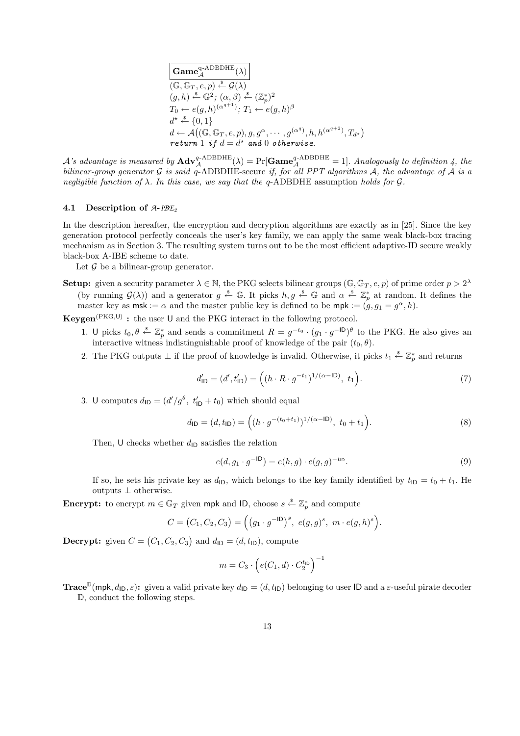$$\boxed{\mathbf{Game}_{\mathcal{A}}^{\text{q-ADBDHE}}(\lambda)}$$

$$\begin{array}{l}
(\mathbb{G}, \mathbb{G}_T, e, p) \xleftarrow{\$} \mathcal{G}(\lambda) \\
(g, h) \xleftarrow{\$} \mathbb{G}^2;\ (\alpha, \beta) \xleftarrow{\$} (\mathbb{Z}_p^*)^2 \\
T_0 \leftarrow e(g,h)^{(\alpha^{q+1})};\ T_1 \leftarrow e(g,h)^{\beta} \\
d^\star \xleftarrow{\$} \{0,1\} \\
d \leftarrow \mathcal{A}\big((\mathbb{G}, \mathbb{G}_T, e, p), g, g^{\alpha}, \cdots, g^{(\alpha^q)}, h, h^{(\alpha^{q+2})}, T_{d^\star}\big) \\
\textit{return } 1 \textit{ if } d = d^\star \textit{ and } 0 \textit{ otherwise.}
\end{array}$$

*$\mathcal{A}$'s advantage is measured by $\mathbf{Adv}_{\mathcal{A}}^{q\text{-ADBDHE}}(\lambda) = \Pr[\mathbf{Game}_{\mathcal{A}}^{q\text{-ADBDHE}} = 1]$. Analogously to definition 4, the bilinear-group generator $\mathcal{G}$ is said* $q$-ADBDHE-secure *if, for all PPT algorithms $\mathcal{A}$, the advantage of $\mathcal{A}$ is a negligible function of $\lambda$. In this case, we say that the* $q$-ADBDHE assumption *holds for $\mathcal{G}$.*

### 4.1 Description of $\mathcal{A}$-$\mathcal{IBE}_2$

In the description hereafter, the encryption and decryption algorithms are exactly as in [25]. Since the key generation protocol perfectly conceals the user's key family, we can apply the same weak black-box tracing mechanism as in Section 3. The resulting system turns out to be the most efficient adaptive-ID secure weakly black-box A-IBE scheme to date.

Let $\mathcal{G}$ be a bilinear-group generator.

**Setup:** given a security parameter $\lambda \in \mathbb{N}$, the PKG selects bilinear groups $(\mathbb{G}, \mathbb{G}_T, e, p)$ of prime order $p > 2^{\lambda}$ (by running $\mathcal{G}(\lambda)$) and a generator $g \xleftarrow{\$} \mathbb{G}$. It picks $h, g \xleftarrow{\$} \mathbb{G}$ and $\alpha \xleftarrow{\$} \mathbb{Z}_p^*$ at random. It defines the master key as $\mathsf{msk} := \alpha$ and the master public key is defined to be $\mathsf{mpk} := (g, g_1 = g^{\alpha}, h)$.

**Keygen$^{(\mathrm{PKG},\mathsf{U})}$ :** the user $\mathsf{U}$ and the PKG interact in the following protocol.

1. $\mathsf{U}$ picks $t_0, \theta \xleftarrow{\$} \mathbb{Z}_p^*$ and sends a commitment $R = g^{-t_0} \cdot (g_1 \cdot g^{-\mathsf{ID}})^{\theta}$ to the PKG. He also gives an interactive witness indistinguishable proof of knowledge of the pair $(t_0, \theta)$.
2. The PKG outputs $\perp$ if the proof of knowledge is invalid. Otherwise, it picks $t_1 \xleftarrow{\$} \mathbb{Z}_p^*$ and returns

$$d'_{\mathsf{ID}} = (d', t'_{\mathsf{ID}}) = \Big( (h \cdot R \cdot g^{-t_1})^{1/(\alpha - \mathsf{ID})},\ t_1 \Big). \tag{7}$$

3. $\mathsf{U}$ computes $d_{\mathsf{ID}} = (d'/g^{\theta},\ t'_{\mathsf{ID}} + t_0)$ which should equal

$$d_{\mathsf{ID}} = (d, t_{\mathsf{ID}}) = \Big( (h \cdot g^{-(t_0+t_1)})^{1/(\alpha - \mathsf{ID})},\ t_0 + t_1 \Big). \tag{8}$$

   Then, $\mathsf{U}$ checks whether $d_{\mathsf{ID}}$ satisfies the relation

$$e(d, g_1 \cdot g^{-\mathsf{ID}}) = e(h, g) \cdot e(g, g)^{-t_{\mathsf{ID}}}. \tag{9}$$

   If so, he sets his private key as $d_{\mathsf{ID}}$, which belongs to the key family identified by $t_{\mathsf{ID}} = t_0 + t_1$. He outputs $\perp$ otherwise.

**Encrypt:** to encrypt $m \in \mathbb{G}_T$ given $\mathsf{mpk}$ and $\mathsf{ID}$, choose $s \xleftarrow{\$} \mathbb{Z}_p^*$ and compute

$$C = (C_1, C_2, C_3) = \Big( \big(g_1 \cdot g^{-\mathsf{ID}}\big)^s,\ e(g,g)^s,\ m \cdot e(g,h)^s \Big).$$

**Decrypt:** given $C = (C_1, C_2, C_3)$ and $d_{\mathsf{ID}} = (d, t_{\mathsf{ID}})$, compute

$$m = C_3 \cdot \Big( e(C_1, d) \cdot C_2^{t_{\mathsf{ID}}} \Big)^{-1}$$

**Trace$^{\mathbb{D}}$($\mathsf{mpk}, d_{\mathsf{ID}}, \varepsilon$):** given a valid private key $d_{\mathsf{ID}} = (d, t_{\mathsf{ID}})$ belonging to user $\mathsf{ID}$ and a $\varepsilon$-useful pirate decoder $\mathbb{D}$, conduct the following steps.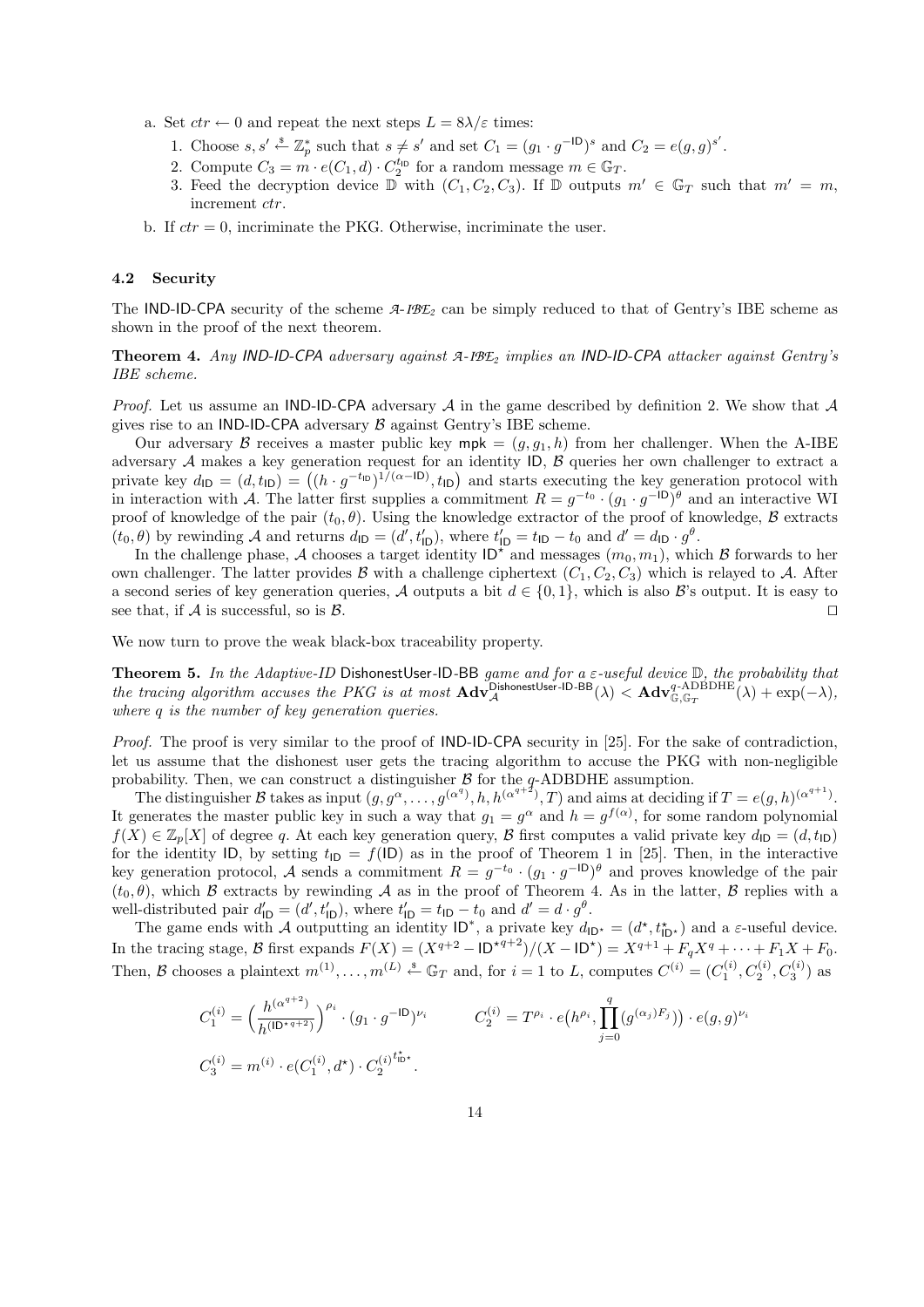a. Set $ctr \leftarrow 0$ and repeat the next steps $L = 8\lambda/\varepsilon$ times:
   1. Choose $s, s' \xleftarrow{\$} \mathbb{Z}_p^*$ such that $s \neq s'$ and set $C_1 = (g_1 \cdot g^{-\mathsf{ID}})^s$ and $C_2 = e(g,g)^{s'}$.
   2. Compute $C_3 = m \cdot e(C_1, d) \cdot C_2^{t_{\mathsf{ID}}}$ for a random message $m \in \mathbb{G}_T$.
   3. Feed the decryption device $\mathbb{D}$ with $(C_1, C_2, C_3)$. If $\mathbb{D}$ outputs $m' \in \mathbb{G}_T$ such that $m' = m$, increment $ctr$.

b. If $ctr = 0$, incriminate the PKG. Otherwise, incriminate the user.

### 4.2 Security

The IND-ID-CPA security of the scheme $\mathcal{A}$-$\mathcal{IBE}_2$ can be simply reduced to that of Gentry's IBE scheme as shown in the proof of the next theorem.

**Theorem 4.** *Any IND-ID-CPA adversary against $\mathcal{A}$-$\mathcal{IBE}_2$ implies an IND-ID-CPA attacker against Gentry's IBE scheme.*

*Proof.* Let us assume an IND-ID-CPA adversary $\mathcal{A}$ in the game described by definition 2. We show that $\mathcal{A}$ gives rise to an IND-ID-CPA adversary $\mathcal{B}$ against Gentry's IBE scheme.

Our adversary $\mathcal{B}$ receives a master public key $\mathsf{mpk} = (g, g_1, h)$ from her challenger. When the A-IBE adversary $\mathcal{A}$ makes a key generation request for an identity $\mathsf{ID}$, $\mathcal{B}$ queries her own challenger to extract a private key $d_{\mathsf{ID}} = (d, t_{\mathsf{ID}}) = \big((h \cdot g^{-t_{\mathsf{ID}}})^{1/(\alpha - \mathsf{ID})}, t_{\mathsf{ID}}\big)$ and starts executing the key generation protocol with in interaction with $\mathcal{A}$. The latter first supplies a commitment $R = g^{-t_0} \cdot (g_1 \cdot g^{-\mathsf{ID}})^{\theta}$ and an interactive WI proof of knowledge of the pair $(t_0, \theta)$. Using the knowledge extractor of the proof of knowledge, $\mathcal{B}$ extracts $(t_0, \theta)$ by rewinding $\mathcal{A}$ and returns $d_{\mathsf{ID}} = (d', t'_{\mathsf{ID}})$, where $t'_{\mathsf{ID}} = t_{\mathsf{ID}} - t_0$ and $d' = d_{\mathsf{ID}} \cdot g^{\theta}$.

In the challenge phase, $\mathcal{A}$ chooses a target identity $\mathsf{ID}^\star$ and messages $(m_0, m_1)$, which $\mathcal{B}$ forwards to her own challenger. The latter provides $\mathcal{B}$ with a challenge ciphertext $(C_1, C_2, C_3)$ which is relayed to $\mathcal{A}$. After a second series of key generation queries, $\mathcal{A}$ outputs a bit $d \in \{0,1\}$, which is also $\mathcal{B}$'s output. It is easy to see that, if $\mathcal{A}$ is successful, so is $\mathcal{B}$. $\square$

We now turn to prove the weak black-box traceability property.

**Theorem 5.** *In the Adaptive-ID* DishonestUser-ID-BB *game and for a $\varepsilon$-useful device $\mathbb{D}$, the probability that the tracing algorithm accuses the PKG is at most $\mathbf{Adv}_{\mathcal{A}}^{\mathsf{DishonestUser\text{-}ID\text{-}BB}}(\lambda) < \mathbf{Adv}_{\mathbb{G},\mathbb{G}_T}^{q\text{-ADBDHE}}(\lambda) + \exp(-\lambda)$, where $q$ is the number of key generation queries.*

*Proof.* The proof is very similar to the proof of IND-ID-CPA security in [25]. For the sake of contradiction, let us assume that the dishonest user gets the tracing algorithm to accuse the PKG with non-negligible probability. Then, we can construct a distinguisher $\mathcal{B}$ for the $q$-ADBDHE assumption.

The distinguisher $\mathcal{B}$ takes as input $(g, g^{\alpha}, \dots, g^{(\alpha^q)}, h, h^{(\alpha^{q+2})}, T)$ and aims at deciding if $T = e(g,h)^{(\alpha^{q+1})}$. It generates the master public key in such a way that $g_1 = g^{\alpha}$ and $h = g^{f(\alpha)}$, for some random polynomial $f(X) \in \mathbb{Z}_p[X]$ of degree $q$. At each key generation query, $\mathcal{B}$ first computes a valid private key $d_{\mathsf{ID}} = (d, t_{\mathsf{ID}})$ for the identity $\mathsf{ID}$, by setting $t_{\mathsf{ID}} = f(\mathsf{ID})$ as in the proof of Theorem 1 in [25]. Then, in the interactive key generation protocol, $\mathcal{A}$ sends a commitment $R = g^{-t_0} \cdot (g_1 \cdot g^{-\mathsf{ID}})^{\theta}$ and proves knowledge of the pair $(t_0, \theta)$, which $\mathcal{B}$ extracts by rewinding $\mathcal{A}$ as in the proof of Theorem 4. As in the latter, $\mathcal{B}$ replies with a well-distributed pair $d'_{\mathsf{ID}} = (d', t'_{\mathsf{ID}})$, where $t'_{\mathsf{ID}} = t_{\mathsf{ID}} - t_0$ and $d' = d \cdot g^{\theta}$.

The game ends with $\mathcal{A}$ outputting an identity $\mathsf{ID}^*$, a private key $d_{\mathsf{ID}^\star} = (d^\star, t^\star_{\mathsf{ID}^\star})$ and a $\varepsilon$-useful device. In the tracing stage, $\mathcal{B}$ first expands $F(X) = (X^{q+2} - \mathsf{ID}^{\star\, q+2})/(X - \mathsf{ID}^\star) = X^{q+1} + F_q X^q + \dots + F_1 X + F_0$. Then, $\mathcal{B}$ chooses a plaintext $m^{(1)}, \dots, m^{(L)} \xleftarrow{\$} \mathbb{G}_T$ and, for $i = 1$ to $L$, computes $C^{(i)} = (C_1^{(i)}, C_2^{(i)}, C_3^{(i)})$ as

$$
C_1^{(i)} = \Big(\frac{h^{(\alpha^{q+2})}}{h^{(\mathsf{ID}^{\star\, q+2})}}\Big)^{\rho_i} \cdot (g_1 \cdot g^{-\mathsf{ID}})^{\nu_i} \qquad C_2^{(i)} = T^{\rho_i} \cdot e\big(h^{\rho_i}, \prod_{j=0}^{q} (g^{(\alpha_j) F_j})\big) \cdot e(g,g)^{\nu_i}
$$

$$
C_3^{(i)} = m^{(i)} \cdot e(C_1^{(i)}, d^\star) \cdot C_2^{(i)\, t^\star_{\mathsf{ID}^\star}}.
$$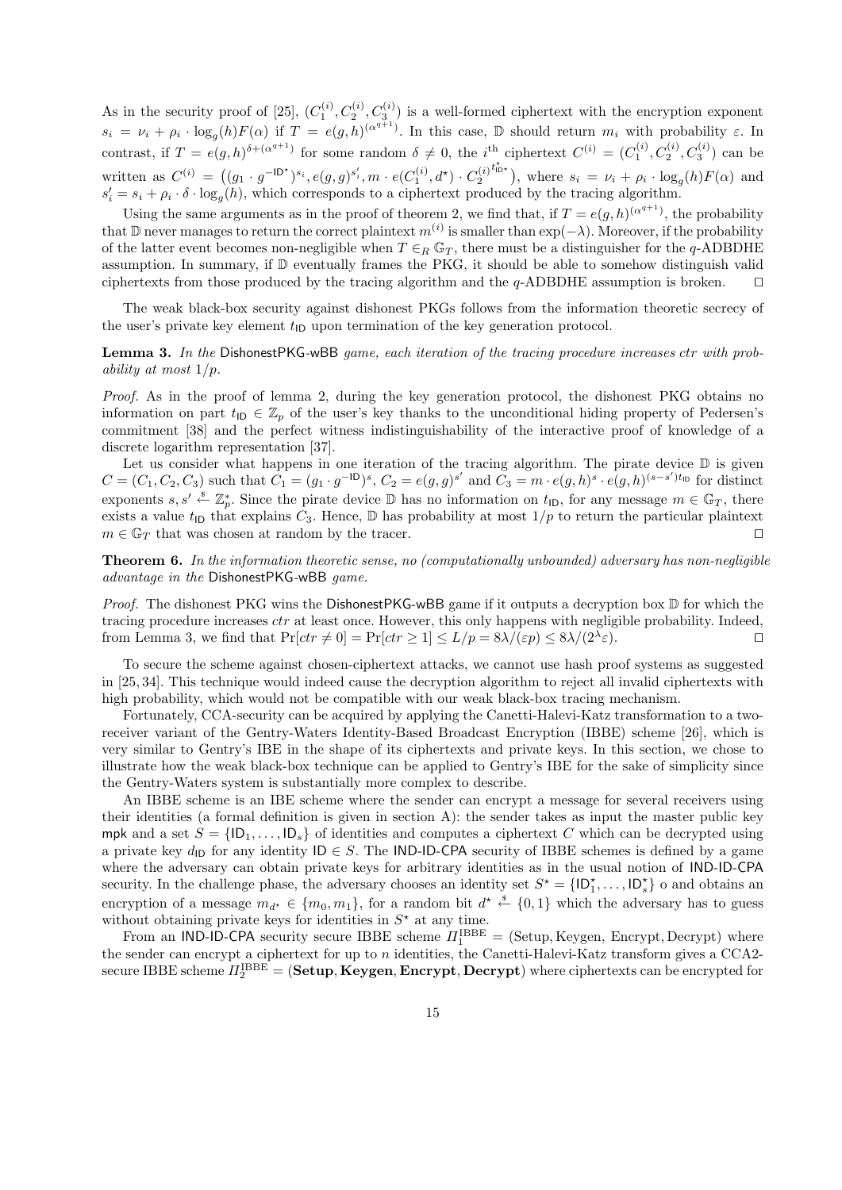As in the security proof of [25], $(C_1^{(i)}, C_2^{(i)}, C_3^{(i)})$ is a well-formed ciphertext with the encryption exponent $s_i = \nu_i + \rho_i \cdot \log_g(h) F(\alpha)$ if $T = e(g,h)^{(\alpha^{q+1})}$. In this case, $\mathbb{D}$ should return $m_i$ with probability $\varepsilon$. In contrast, if $T = e(g,h)^{\delta + (\alpha^{q+1})}$ for some random $\delta \neq 0$, the $i^{\text{th}}$ ciphertext $C^{(i)} = (C_1^{(i)}, C_2^{(i)}, C_3^{(i)})$ can be written as $C^{(i)} = \big( (g_1 \cdot g^{-\mathsf{ID}^\star})^{s_i}, e(g,g)^{s_i'}, m \cdot e(C_1^{(i)}, d^\star) \cdot C_2^{(i)\, t_{\mathsf{ID}^\star}^\star} \big)$, where $s_i = \nu_i + \rho_i \cdot \log_g(h) F(\alpha)$ and $s_i' = s_i + \rho_i \cdot \delta \cdot \log_g(h)$, which corresponds to a ciphertext produced by the tracing algorithm.

Using the same arguments as in the proof of theorem 2, we find that, if $T = e(g,h)^{(\alpha^{q+1})}$, the probability that $\mathbb{D}$ never manages to return the correct plaintext $m^{(i)}$ is smaller than $\exp(-\lambda)$. Moreover, if the probability of the latter event becomes non-negligible when $T \in_R \mathbb{G}_T$, there must be a distinguisher for the $q$-ADBDHE assumption. In summary, if $\mathbb{D}$ eventually frames the PKG, it should be able to somehow distinguish valid ciphertexts from those produced by the tracing algorithm and the $q$-ADBDHE assumption is broken. $\square$

The weak black-box security against dishonest PKGs follows from the information theoretic secrecy of the user's private key element $t_{\mathsf{ID}}$ upon termination of the key generation protocol.

**Lemma 3.** *In the* DishonestPKG-wBB *game, each iteration of the tracing procedure increases ctr with probability at most $1/p$.*

*Proof.* As in the proof of lemma 2, during the key generation protocol, the dishonest PKG obtains no information on part $t_{\mathsf{ID}} \in \mathbb{Z}_p$ of the user's key thanks to the unconditional hiding property of Pedersen's commitment [38] and the perfect witness indistinguishability of the interactive proof of knowledge of a discrete logarithm representation [37].

Let us consider what happens in one iteration of the tracing algorithm. The pirate device $\mathbb{D}$ is given $C = (C_1, C_2, C_3)$ such that $C_1 = (g_1 \cdot g^{-\mathsf{ID}})^s$, $C_2 = e(g,g)^{s'}$ and $C_3 = m \cdot e(g,h)^s \cdot e(g,h)^{(s-s')t_{\mathsf{ID}}}$ for distinct exponents $s, s' \xleftarrow{\$} \mathbb{Z}_p^*$. Since the pirate device $\mathbb{D}$ has no information on $t_{\mathsf{ID}}$, for any message $m \in \mathbb{G}_T$, there exists a value $t_{\mathsf{ID}}$ that explains $C_3$. Hence, $\mathbb{D}$ has probability at most $1/p$ to return the particular plaintext $m \in \mathbb{G}_T$ that was chosen at random by the tracer. $\square$

**Theorem 6.** *In the information theoretic sense, no (computationally unbounded) adversary has non-negligible advantage in the* DishonestPKG-wBB *game.*

*Proof.* The dishonest PKG wins the DishonestPKG-wBB game if it outputs a decryption box $\mathbb{D}$ for which the tracing procedure increases *ctr* at least once. However, this only happens with negligible probability. Indeed, from Lemma 3, we find that $\Pr[ctr \neq 0] = \Pr[ctr \geq 1] \leq L/p = 8\lambda/(\varepsilon p) \leq 8\lambda/(2^\lambda \varepsilon)$. $\square$

To secure the scheme against chosen-ciphertext attacks, we cannot use hash proof systems as suggested in [25, 34]. This technique would indeed cause the decryption algorithm to reject all invalid ciphertexts with high probability, which would not be compatible with our weak black-box tracing mechanism.

Fortunately, CCA-security can be acquired by applying the Canetti-Halevi-Katz transformation to a two-receiver variant of the Gentry-Waters Identity-Based Broadcast Encryption (IBBE) scheme [26], which is very similar to Gentry's IBE in the shape of its ciphertexts and private keys. In this section, we chose to illustrate how the weak black-box technique can be applied to Gentry's IBE for the sake of simplicity since the Gentry-Waters system is substantially more complex to describe.

An IBBE scheme is an IBE scheme where the sender can encrypt a message for several receivers using their identities (a formal definition is given in section A): the sender takes as input the master public key mpk and a set $S = \{\mathsf{ID}_1, \ldots, \mathsf{ID}_s\}$ of identities and computes a ciphertext $C$ which can be decrypted using a private key $d_{\mathsf{ID}}$ for any identity $\mathsf{ID} \in S$. The IND-ID-CPA security of IBBE schemes is defined by a game where the adversary can obtain private keys for arbitrary identities as in the usual notion of IND-ID-CPA security. In the challenge phase, the adversary chooses an identity set $S^\star = \{\mathsf{ID}_1^\star, \ldots, \mathsf{ID}_s^\star\}$ o and obtains an encryption of a message $m_{d^\star} \in \{m_0, m_1\}$, for a random bit $d^\star \xleftarrow{\$} \{0,1\}$ which the adversary has to guess without obtaining private keys for identities in $S^\star$ at any time.

From an IND-ID-CPA security secure IBBE scheme $\Pi_1^{\mathrm{IBBE}} = (\mathrm{Setup}, \mathrm{Keygen}, \mathrm{Encrypt}, \mathrm{Decrypt})$ where the sender can encrypt a ciphertext for up to $n$ identities, the Canetti-Halevi-Katz transform gives a CCA2-secure IBBE scheme $\Pi_2^{\mathrm{IBBE}} = (\mathbf{Setup}, \mathbf{Keygen}, \mathbf{Encrypt}, \mathbf{Decrypt})$ where ciphertexts can be encrypted for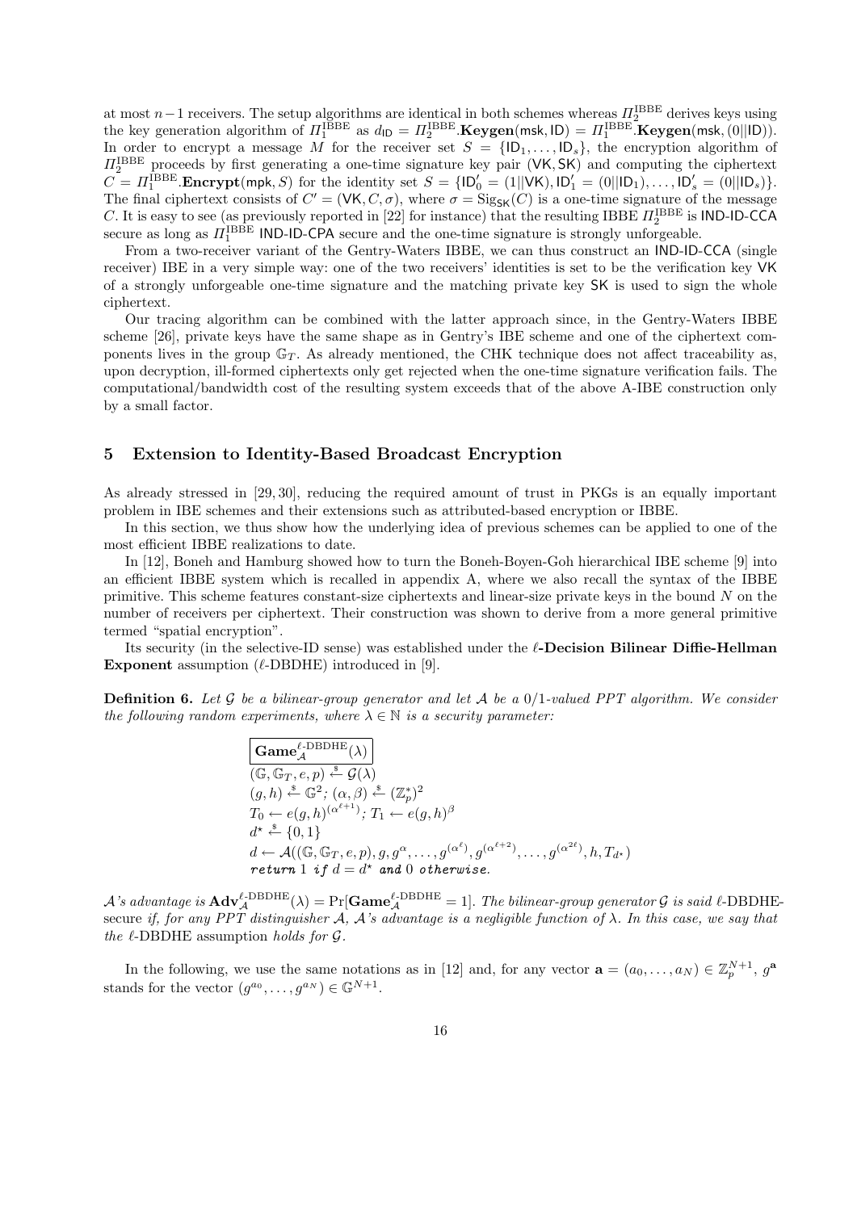at most $n-1$ receivers. The setup algorithms are identical in both schemes whereas $\Pi_2^{\mathrm{IBBE}}$ derives keys using the key generation algorithm of $\Pi_1^{\mathrm{IBBE}}$ as $d_{\mathsf{ID}} = \Pi_2^{\mathrm{IBBE}}.\mathbf{Keygen}(\mathsf{msk}, \mathsf{ID}) = \Pi_1^{\mathrm{IBBE}}.\mathbf{Keygen}(\mathsf{msk}, (0||\mathsf{ID}))$. In order to encrypt a message $M$ for the receiver set $S = \{\mathsf{ID}_1, \ldots, \mathsf{ID}_s\}$, the encryption algorithm of $\Pi_2^{\mathrm{IBBE}}$ proceeds by first generating a one-time signature key pair $(\mathsf{VK}, \mathsf{SK})$ and computing the ciphertext $C = \Pi_1^{\mathrm{IBBE}}.\mathbf{Encrypt}(\mathsf{mpk}, S)$ for the identity set $S = \{\mathsf{ID}'_0 = (1||\mathsf{VK}), \mathsf{ID}'_1 = (0||\mathsf{ID}_1), \ldots, \mathsf{ID}'_s = (0||\mathsf{ID}_s)\}$. The final ciphertext consists of $C' = (\mathsf{VK}, C, \sigma)$, where $\sigma = \mathrm{Sig}_{\mathsf{SK}}(C)$ is a one-time signature of the message $C$. It is easy to see (as previously reported in [22] for instance) that the resulting IBBE $\Pi_2^{\mathrm{IBBE}}$ is IND-ID-CCA secure as long as $\Pi_1^{\mathrm{IBBE}}$ IND-ID-CPA secure and the one-time signature is strongly unforgeable.

From a two-receiver variant of the Gentry-Waters IBBE, we can thus construct an IND-ID-CCA (single receiver) IBE in a very simple way: one of the two receivers' identities is set to be the verification key VK of a strongly unforgeable one-time signature and the matching private key SK is used to sign the whole ciphertext.

Our tracing algorithm can be combined with the latter approach since, in the Gentry-Waters IBBE scheme [26], private keys have the same shape as in Gentry's IBE scheme and one of the ciphertext components lives in the group $\mathbb{G}_T$. As already mentioned, the CHK technique does not affect traceability as, upon decryption, ill-formed ciphertexts only get rejected when the one-time signature verification fails. The computational/bandwidth cost of the resulting system exceeds that of the above A-IBE construction only by a small factor.

## 5 Extension to Identity-Based Broadcast Encryption

As already stressed in [29, 30], reducing the required amount of trust in PKGs is an equally important problem in IBE schemes and their extensions such as attributed-based encryption or IBBE.

In this section, we thus show how the underlying idea of previous schemes can be applied to one of the most efficient IBBE realizations to date.

In [12], Boneh and Hamburg showed how to turn the Boneh-Boyen-Goh hierarchical IBE scheme [9] into an efficient IBBE system which is recalled in appendix A, where we also recall the syntax of the IBBE primitive. This scheme features constant-size ciphertexts and linear-size private keys in the bound $N$ on the number of receivers per ciphertext. Their construction was shown to derive from a more general primitive termed "spatial encryption".

Its security (in the selective-ID sense) was established under the **$\ell$-Decision Bilinear Diffie-Hellman Exponent** assumption ($\ell$-DBDHE) introduced in [9].

**Definition 6.** *Let $\mathcal{G}$ be a bilinear-group generator and let $\mathcal{A}$ be a 0/1-valued PPT algorithm. We consider the following random experiments, where $\lambda \in \mathbb{N}$ is a security parameter:*

$$
\begin{array}{l}
\boxed{\mathbf{Game}_{\mathcal{A}}^{\ell\text{-DBDHE}}(\lambda)} \\
(\mathbb{G}, \mathbb{G}_T, e, p) \xleftarrow{\$} \mathcal{G}(\lambda) \\
(g, h) \xleftarrow{\$} \mathbb{G}^2;\ (\alpha, \beta) \xleftarrow{\$} (\mathbb{Z}_p^*)^2 \\
T_0 \leftarrow e(g, h)^{(\alpha^{\ell+1})};\ T_1 \leftarrow e(g, h)^{\beta} \\
d^\star \xleftarrow{\$} \{0, 1\} \\
d \leftarrow \mathcal{A}((\mathbb{G}, \mathbb{G}_T, e, p), g, g^{\alpha}, \ldots, g^{(\alpha^{\ell})}, g^{(\alpha^{\ell+2})}, \ldots, g^{(\alpha^{2\ell})}, h, T_{d^\star}) \\
\textbf{return } 1 \textbf{ if } d = d^\star \textbf{ and } 0 \textbf{ otherwise.}
\end{array}
$$

*$\mathcal{A}$'s advantage is $\mathbf{Adv}_{\mathcal{A}}^{\ell\text{-DBDHE}}(\lambda) = \Pr[\mathbf{Game}_{\mathcal{A}}^{\ell\text{-DBDHE}} = 1]$. The bilinear-group generator $\mathcal{G}$ is said $\ell$-DBDHE-secure if, for any PPT distinguisher $\mathcal{A}$, $\mathcal{A}$'s advantage is a negligible function of $\lambda$. In this case, we say that the $\ell$-DBDHE assumption holds for $\mathcal{G}$.*

In the following, we use the same notations as in [12] and, for any vector $\mathbf{a} = (a_0, \ldots, a_N) \in \mathbb{Z}_p^{N+1}$, $g^{\mathbf{a}}$ stands for the vector $(g^{a_0}, \ldots, g^{a_N}) \in \mathbb{G}^{N+1}$.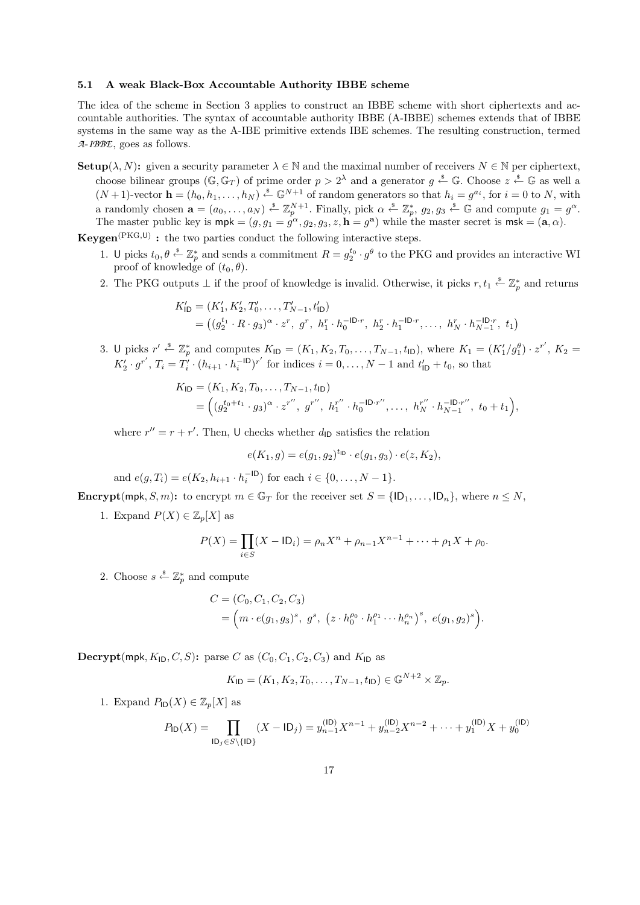### 5.1 A weak Black-Box Accountable Authority IBBE scheme

The idea of the scheme in Section 3 applies to construct an IBBE scheme with short ciphertexts and accountable authorities. The syntax of accountable authority IBBE (A-IBBE) schemes extends that of IBBE systems in the same way as the A-IBE primitive extends IBE schemes. The resulting construction, termed $\mathcal{A}\text{-}\mathcal{IBBE}$, goes as follows.

**Setup**$(\lambda, N)$**:** given a security parameter $\lambda \in \mathbb{N}$ and the maximal number of receivers $N \in \mathbb{N}$ per ciphertext, choose bilinear groups $(\mathbb{G}, \mathbb{G}_T)$ of prime order $p > 2^\lambda$ and a generator $g \xleftarrow{\$} \mathbb{G}$. Choose $z \xleftarrow{\$} \mathbb{G}$ as well a $(N+1)$-vector $\mathbf{h} = (h_0, h_1, \ldots, h_N) \xleftarrow{\$} \mathbb{G}^{N+1}$ of random generators so that $h_i = g^{a_i}$, for $i = 0$ to $N$, with a randomly chosen $\mathbf{a} = (a_0, \ldots, a_N) \xleftarrow{\$} \mathbb{Z}_p^{N+1}$. Finally, pick $\alpha \xleftarrow{\$} \mathbb{Z}_p^*$, $g_2, g_3 \xleftarrow{\$} \mathbb{G}$ and compute $g_1 = g^\alpha$. The master public key is $\mathsf{mpk} = (g, g_1 = g^\alpha, g_2, g_3, z, \mathbf{h} = g^{\mathbf{a}})$ while the master secret is $\mathsf{msk} = (\mathbf{a}, \alpha)$.

**Keygen**$^{(\mathrm{PKG},\mathsf{U})}$ **:** the two parties conduct the following interactive steps.

1. $\mathsf{U}$ picks $t_0, \theta \xleftarrow{\$} \mathbb{Z}_p^*$ and sends a commitment $R = g_2^{t_0} \cdot g^\theta$ to the PKG and provides an interactive WI proof of knowledge of $(t_0, \theta)$.
2. The PKG outputs $\perp$ if the proof of knowledge is invalid. Otherwise, it picks $r, t_1 \xleftarrow{\$} \mathbb{Z}_p^*$ and returns

$$
\begin{aligned}
K'_{\mathsf{ID}} &= (K'_1, K'_2, T'_0, \ldots, T'_{N-1}, t'_{\mathsf{ID}}) \\
&= \big((g_2^{t_1} \cdot R \cdot g_3)^\alpha \cdot z^r,\ g^r,\ h_1^r \cdot h_0^{-\mathsf{ID}\cdot r},\ h_2^r \cdot h_1^{-\mathsf{ID}\cdot r}, \ldots,\ h_N^r \cdot h_{N-1}^{-\mathsf{ID}\cdot r},\ t_1\big)
\end{aligned}
$$

3. $\mathsf{U}$ picks $r' \xleftarrow{\$} \mathbb{Z}_p^*$ and computes $K_{\mathsf{ID}} = (K_1, K_2, T_0, \ldots, T_{N-1}, t_{\mathsf{ID}})$, where $K_1 = (K'_1/g_1^\theta) \cdot z^{r'}$, $K_2 = K'_2 \cdot g^{r'}$, $T_i = T'_i \cdot (h_{i+1} \cdot h_i^{-\mathsf{ID}})^{r'}$ for indices $i = 0, \ldots, N-1$ and $t'_{\mathsf{ID}} + t_0$, so that

$$
\begin{aligned}
K_{\mathsf{ID}} &= (K_1, K_2, T_0, \ldots, T_{N-1}, t_{\mathsf{ID}}) \\
&= \Big((g_2^{t_0+t_1} \cdot g_3)^\alpha \cdot z^{r''},\ g^{r''},\ h_1^{r''} \cdot h_0^{-\mathsf{ID}\cdot r''}, \ldots,\ h_N^{r''} \cdot h_{N-1}^{-\mathsf{ID}\cdot r''},\ t_0 + t_1\Big),
\end{aligned}
$$

where $r'' = r + r'$. Then, $\mathsf{U}$ checks whether $d_{\mathsf{ID}}$ satisfies the relation

$$
e(K_1, g) = e(g_1, g_2)^{t_{\mathsf{ID}}} \cdot e(g_1, g_3) \cdot e(z, K_2),
$$

and $e(g, T_i) = e(K_2, h_{i+1} \cdot h_i^{-\mathsf{ID}})$ for each $i \in \{0, \ldots, N-1\}$.

**Encrypt**$(\mathsf{mpk}, S, m)$**:** to encrypt $m \in \mathbb{G}_T$ for the receiver set $S = \{\mathsf{ID}_1, \ldots, \mathsf{ID}_n\}$, where $n \leq N$,

1. Expand $P(X) \in \mathbb{Z}_p[X]$ as

$$
P(X) = \prod_{i \in S}(X - \mathsf{ID}_i) = \rho_n X^n + \rho_{n-1}X^{n-1} + \cdots + \rho_1 X + \rho_0.
$$

2. Choose $s \xleftarrow{\$} \mathbb{Z}_p^*$ and compute

$$
\begin{aligned}
C &= (C_0, C_1, C_2, C_3) \\
&= \Big(m \cdot e(g_1, g_3)^s,\ g^s,\ \big(z \cdot h_0^{\rho_0} \cdot h_1^{\rho_1} \cdots h_n^{\rho_n}\big)^s,\ e(g_1, g_2)^s\Big).
\end{aligned}
$$

**Decrypt**$(\mathsf{mpk}, K_{\mathsf{ID}}, C, S)$**:** parse $C$ as $(C_0, C_1, C_2, C_3)$ and $K_{\mathsf{ID}}$ as

$$
K_{\mathsf{ID}} = (K_1, K_2, T_0, \ldots, T_{N-1}, t_{\mathsf{ID}}) \in \mathbb{G}^{N+2} \times \mathbb{Z}_p.
$$

1. Expand $P_{\mathsf{ID}}(X) \in \mathbb{Z}_p[X]$ as

$$
P_{\mathsf{ID}}(X) = \prod_{\mathsf{ID}_j \in S \setminus \{\mathsf{ID}\}} (X - \mathsf{ID}_j) = y_{n-1}^{(\mathsf{ID})}X^{n-1} + y_{n-2}^{(\mathsf{ID})}X^{n-2} + \cdots + y_1^{(\mathsf{ID})}X + y_0^{(\mathsf{ID})}
$$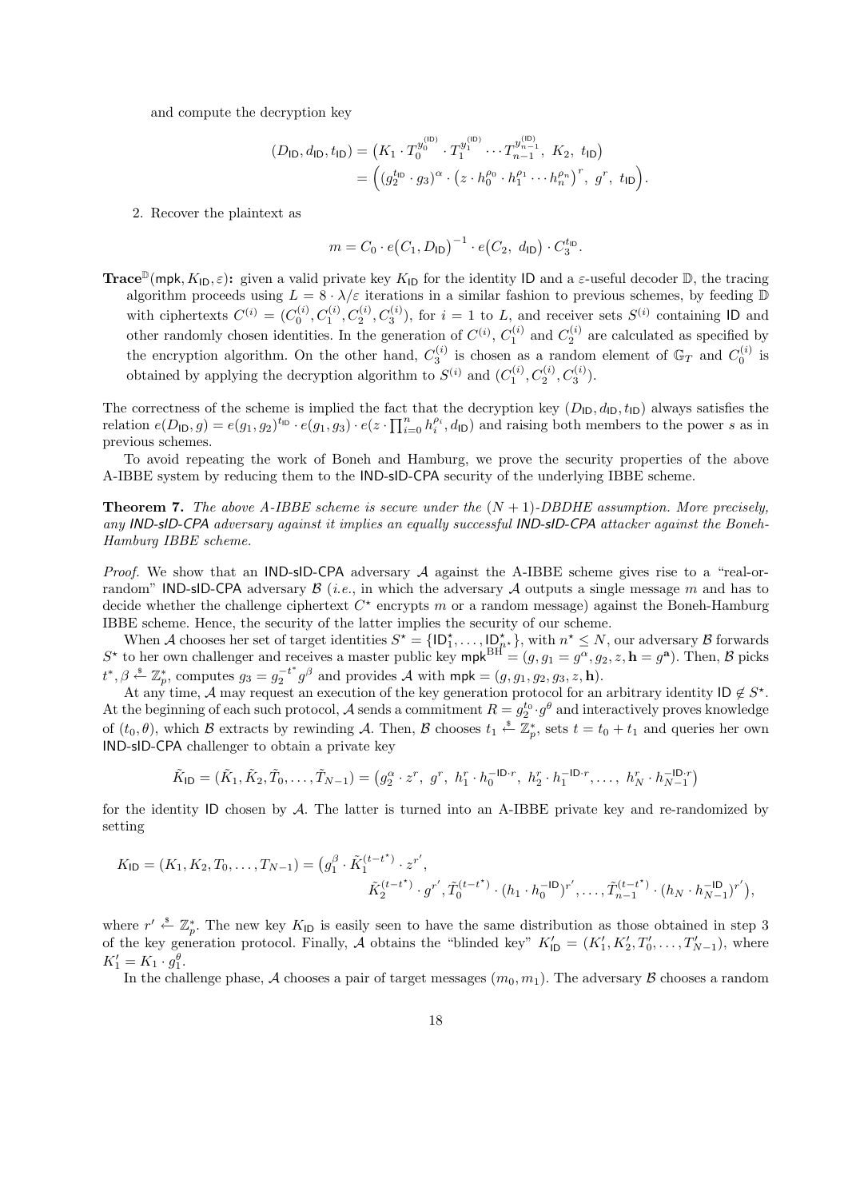and compute the decryption key

$$(D_{\mathsf{ID}}, d_{\mathsf{ID}}, t_{\mathsf{ID}}) = \big(K_1 \cdot T_0^{y_0^{(\mathsf{ID})}} \cdot T_1^{y_1^{(\mathsf{ID})}} \cdots T_{n-1}^{y_{n-1}^{(\mathsf{ID})}},\ K_2,\ t_{\mathsf{ID}}\big)$$
$$= \Big( (g_2^{t_{\mathsf{ID}}} \cdot g_3)^{\alpha} \cdot \big(z \cdot h_0^{\rho_0} \cdot h_1^{\rho_1} \cdots h_n^{\rho_n}\big)^r,\ g^r,\ t_{\mathsf{ID}} \Big).$$

2. Recover the plaintext as

$$m = C_0 \cdot e\big(C_1, D_{\mathsf{ID}}\big)^{-1} \cdot e\big(C_2,\ d_{\mathsf{ID}}\big) \cdot C_3^{t_{\mathsf{ID}}}.$$

**Trace**$^{\mathbb{D}}(\mathsf{mpk}, K_{\mathsf{ID}}, \varepsilon)$**:** given a valid private key $K_{\mathsf{ID}}$ for the identity $\mathsf{ID}$ and a $\varepsilon$-useful decoder $\mathbb{D}$, the tracing algorithm proceeds using $L = 8 \cdot \lambda/\varepsilon$ iterations in a similar fashion to previous schemes, by feeding $\mathbb{D}$ with ciphertexts $C^{(i)} = (C_0^{(i)}, C_1^{(i)}, C_2^{(i)}, C_3^{(i)})$, for $i = 1$ to $L$, and receiver sets $S^{(i)}$ containing $\mathsf{ID}$ and other randomly chosen identities. In the generation of $C^{(i)}$, $C_1^{(i)}$ and $C_2^{(i)}$ are calculated as specified by the encryption algorithm. On the other hand, $C_3^{(i)}$ is chosen as a random element of $\mathbb{G}_T$ and $C_0^{(i)}$ is obtained by applying the decryption algorithm to $S^{(i)}$ and $(C_1^{(i)}, C_2^{(i)}, C_3^{(i)})$.

The correctness of the scheme is implied the fact that the decryption key $(D_{\mathsf{ID}}, d_{\mathsf{ID}}, t_{\mathsf{ID}})$ always satisfies the relation $e(D_{\mathsf{ID}}, g) = e(g_1, g_2)^{t_{\mathsf{ID}}} \cdot e(g_1, g_3) \cdot e(z \cdot \prod_{i=0}^{n} h_i^{\rho_i}, d_{\mathsf{ID}})$ and raising both members to the power $s$ as in previous schemes.

To avoid repeating the work of Boneh and Hamburg, we prove the security properties of the above A-IBBE system by reducing them to the IND-sID-CPA security of the underlying IBBE scheme.

**Theorem 7.** *The above A-IBBE scheme is secure under the $(N+1)$-DBDHE assumption. More precisely, any IND-sID-CPA adversary against it implies an equally successful IND-sID-CPA attacker against the Boneh-Hamburg IBBE scheme.*

*Proof.* We show that an IND-sID-CPA adversary $\mathcal{A}$ against the A-IBBE scheme gives rise to a "real-or-random" IND-sID-CPA adversary $\mathcal{B}$ (*i.e.*, in which the adversary $\mathcal{A}$ outputs a single message $m$ and has to decide whether the challenge ciphertext $C^\star$ encrypts $m$ or a random message) against the Boneh-Hamburg IBBE scheme. Hence, the security of the latter implies the security of our scheme.

When $\mathcal{A}$ chooses her set of target identities $S^\star = \{\mathsf{ID}_1^\star, \ldots, \mathsf{ID}_{n^\star}^\star\}$, with $n^\star \leq N$, our adversary $\mathcal{B}$ forwards $S^\star$ to her own challenger and receives a master public key $\mathsf{mpk}^{\mathrm{BH}} = (g, g_1 = g^{\alpha}, g_2, z, \mathbf{h} = g^{\mathbf{a}})$. Then, $\mathcal{B}$ picks $t^*, \beta \xleftarrow{\$} \mathbb{Z}_p^*$, computes $g_3 = g_2^{-t^*} g^{\beta}$ and provides $\mathcal{A}$ with $\mathsf{mpk} = (g, g_1, g_2, g_3, z, \mathbf{h})$.

At any time, $\mathcal{A}$ may request an execution of the key generation protocol for an arbitrary identity $\mathsf{ID} \notin S^\star$. At the beginning of each such protocol, $\mathcal{A}$ sends a commitment $R = g_2^{t_0} \cdot g^{\theta}$ and interactively proves knowledge of $(t_0, \theta)$, which $\mathcal{B}$ extracts by rewinding $\mathcal{A}$. Then, $\mathcal{B}$ chooses $t_1 \xleftarrow{\$} \mathbb{Z}_p^*$, sets $t = t_0 + t_1$ and queries her own IND-sID-CPA challenger to obtain a private key

$$\tilde{K}_{\mathsf{ID}} = (\tilde{K}_1, \tilde{K}_2, \tilde{T}_0, \ldots, \tilde{T}_{N-1}) = \big(g_2^{\alpha} \cdot z^r,\ g^r,\ h_1^r \cdot h_0^{-\mathsf{ID} \cdot r},\ h_2^r \cdot h_1^{-\mathsf{ID} \cdot r}, \ldots,\ h_N^r \cdot h_{N-1}^{-\mathsf{ID} \cdot r}\big)$$

for the identity $\mathsf{ID}$ chosen by $\mathcal{A}$. The latter is turned into an A-IBBE private key and re-randomized by setting

$$K_{\mathsf{ID}} = (K_1, K_2, T_0, \ldots, T_{N-1}) = \big(g_1^{\beta} \cdot \tilde{K}_1^{(t-t^\star)} \cdot z^{r'},$$
$$\tilde{K}_2^{(t-t^\star)} \cdot g^{r'}, \tilde{T}_0^{(t-t^\star)} \cdot (h_1 \cdot h_0^{-\mathsf{ID}})^{r'}, \ldots, \tilde{T}_{n-1}^{(t-t^\star)} \cdot (h_N \cdot h_{N-1}^{-\mathsf{ID}})^{r'}\big),$$

where $r' \xleftarrow{\$} \mathbb{Z}_p^*$. The new key $K_{\mathsf{ID}}$ is easily seen to have the same distribution as those obtained in step 3 of the key generation protocol. Finally, $\mathcal{A}$ obtains the "blinded key" $K'_{\mathsf{ID}} = (K'_1, K'_2, T'_0, \ldots, T'_{N-1})$, where $K'_1 = K_1 \cdot g_1^{\theta}$.

In the challenge phase, $\mathcal{A}$ chooses a pair of target messages $(m_0, m_1)$. The adversary $\mathcal{B}$ chooses a random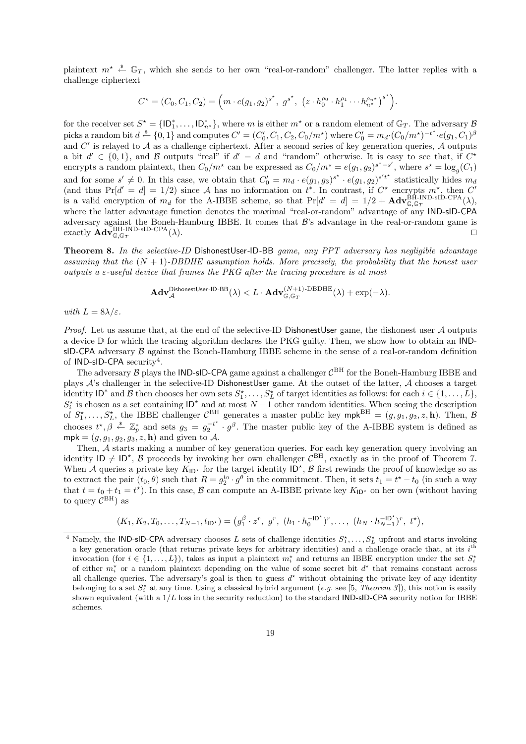plaintext $m^\star \xleftarrow{\$} \mathbb{G}_T$, which she sends to her own "real-or-random" challenger. The latter replies with a challenge ciphertext

$$C^\star = (C_0, C_1, C_2) = \Big( m \cdot e(g_1, g_2)^{s^\star},\ g^{s^\star},\ \big(z \cdot h_0^{\rho_0} \cdot h_1^{\rho_1} \cdots h_{n^\star}^{\rho_{n^\star}}\big)^{s^\star} \Big).$$

for the receiver set $S^\star = \{\mathsf{ID}_1^*, \ldots, \mathsf{ID}_{n^\star}^*\}$, where $m$ is either $m^\star$ or a random element of $\mathbb{G}_T$. The adversary $\mathcal{B}$ picks a random bit $d \xleftarrow{\$} \{0,1\}$ and computes $C' = (C_0', C_1, C_2, C_0/m^\star)$ where $C_0' = m_d \cdot (C_0/m^\star)^{-t^\star} \cdot e(g_1, C_1)^\beta$ and $C'$ is relayed to $\mathcal{A}$ as a challenge ciphertext. After a second series of key generation queries, $\mathcal{A}$ outputs a bit $d' \in \{0,1\}$, and $\mathcal{B}$ outputs "real" if $d' = d$ and "random" otherwise. It is easy to see that, if $C^\star$ encrypts a random plaintext, then $C_0/m^\star$ can be expressed as $C_0/m^\star = e(g_1, g_2)^{s^\star - s'}$, where $s^\star = \log_g(C_1)$ and for some $s' \neq 0$. In this case, we obtain that $C_0' = m_d \cdot e(g_1, g_3)^{s^\star} \cdot e(g_1, g_2)^{s' t^\star}$ statistically hides $m_d$ (and thus $\Pr[d' = d] = 1/2$) since $\mathcal{A}$ has no information on $t^\star$. In contrast, if $C^\star$ encrypts $m^\star$, then $C'$ is a valid encryption of $m_d$ for the A-IBBE scheme, so that $\Pr[d' = d] = 1/2 + \mathbf{Adv}_{\mathbb{G},\mathbb{G}_T}^{\text{BH-IND-sID-CPA}}(\lambda)$, where the latter advantage function denotes the maximal "real-or-random" advantage of any IND-sID-CPA adversary against the Boneh-Hamburg IBBE. It comes that $\mathcal{B}$'s advantage in the real-or-random game is exactly $\mathbf{Adv}_{\mathbb{G},\mathbb{G}_T}^{\text{BH-IND-sID-CPA}}(\lambda)$. $\square$

**Theorem 8.** *In the selective-ID* DishonestUser-ID-BB *game, any PPT adversary has negligible advantage assuming that the $(N+1)$-DBDHE assumption holds. More precisely, the probability that the honest user outputs a $\varepsilon$-useful device that frames the PKG after the tracing procedure is at most*

$$\mathbf{Adv}_{\mathcal{A}}^{\mathsf{DishonestUser\text{-}ID\text{-}BB}}(\lambda) < L \cdot \mathbf{Adv}_{\mathbb{G},\mathbb{G}_T}^{(N+1)\text{-DBDHE}}(\lambda) + \exp(-\lambda).$$

*with $L = 8\lambda/\varepsilon$.*

*Proof.* Let us assume that, at the end of the selective-ID DishonestUser game, the dishonest user $\mathcal{A}$ outputs a device $\mathbb{D}$ for which the tracing algorithm declares the PKG guilty. Then, we show how to obtain an IND-sID-CPA adversary $\mathcal{B}$ against the Boneh-Hamburg IBBE scheme in the sense of a real-or-random definition of IND-sID-CPA security[4].

The adversary $\mathcal{B}$ plays the IND-sID-CPA game against a challenger $\mathcal{C}^{\text{BH}}$ for the Boneh-Hamburg IBBE and plays $\mathcal{A}$'s challenger in the selective-ID DishonestUser game. At the outset of the latter, $\mathcal{A}$ chooses a target identity $\mathsf{ID}^*$ and $\mathcal{B}$ then chooses her own sets $S_1^\star, \ldots, S_L^\star$ of target identities as follows: for each $i \in \{1, \ldots, L\}$, $S_i^\star$ is chosen as a set containing $\mathsf{ID}^\star$ and at most $N-1$ other random identities. When seeing the description of $S_1^\star, \ldots, S_L^\star$, the IBBE challenger $\mathcal{C}^{\text{BH}}$ generates a master public key $\mathsf{mpk}^{\text{BH}} = (g, g_1, g_2, z, \mathbf{h})$. Then, $\mathcal{B}$ chooses $t^\star, \beta \xleftarrow{\$} \mathbb{Z}_p^*$ and sets $g_3 = g_2^{-t^\star} \cdot g^\beta$. The master public key of the A-IBBE system is defined as $\mathsf{mpk} = (g, g_1, g_2, g_3, z, \mathbf{h})$ and given to $\mathcal{A}$.

Then, $\mathcal{A}$ starts making a number of key generation queries. For each key generation query involving an identity $\mathsf{ID} \neq \mathsf{ID}^\star$, $\mathcal{B}$ proceeds by invoking her own challenger $\mathcal{C}^{\text{BH}}$, exactly as in the proof of Theorem 7. When $\mathcal{A}$ queries a private key $K_{\mathsf{ID}^\star}$ for the target identity $\mathsf{ID}^\star$, $\mathcal{B}$ first rewinds the proof of knowledge so as to extract the pair $(t_0, \theta)$ such that $R = g_2^{t_0} \cdot g^\theta$ in the commitment. Then, it sets $t_1 = t^\star - t_0$ (in such a way that $t = t_0 + t_1 = t^\star$). In this case, $\mathcal{B}$ can compute an A-IBBE private key $K_{\mathsf{ID}^\star}$ on her own (without having to query $\mathcal{C}^{\text{BH}}$) as

$$(K_1, K_2, T_0, \ldots, T_{N-1}, t_{\mathsf{ID}^\star}) = \big( g_1^\beta \cdot z^r,\ g^r,\ (h_1 \cdot h_0^{-\mathsf{ID}^\star})^r, \ldots,\ (h_N \cdot h_{N-1}^{-\mathsf{ID}^\star})^r,\ t^\star \big),$$

[4] Namely, the IND-sID-CPA adversary chooses $L$ sets of challenge identities $S_1^\star, \ldots, S_L^\star$ upfront and starts invoking a key generation oracle (that returns private keys for arbitrary identities) and a challenge oracle that, at its $i^{\text{th}}$ invocation (for $i \in \{1, \ldots, L\}$), takes as input a plaintext $m_i^\star$ and returns an IBBE encryption under the set $S_i^\star$ of either $m_i^\star$ or a random plaintext depending on the value of some secret bit $d^\star$ that remains constant across all challenge queries. The adversary's goal is then to guess $d^\star$ without obtaining the private key of any identity belonging to a set $S_i^\star$ at any time. Using a classical hybrid argument (*e.g.* see [5, *Theorem 3*]), this notion is easily shown equivalent (with a $1/L$ loss in the security reduction) to the standard IND-sID-CPA security notion for IBBE schemes.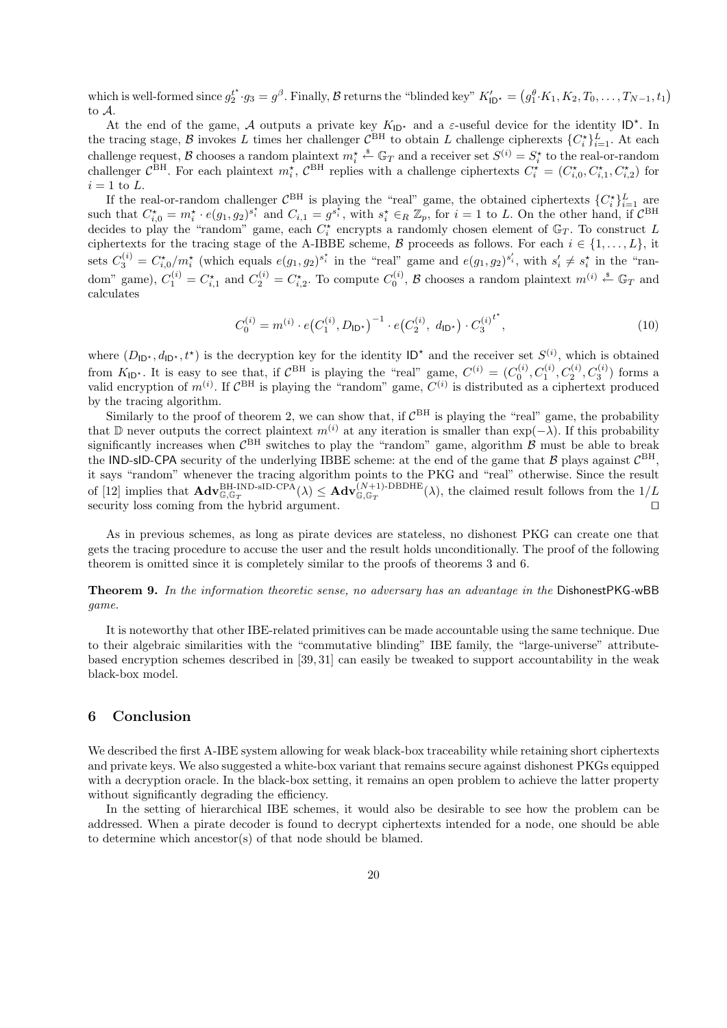which is well-formed since $g_2^{t^\star} \cdot g_3 = g^\beta$. Finally, $\mathcal{B}$ returns the "blinded key" $K'_{\mathsf{ID}^\star} = \big(g_1^\theta \cdot K_1, K_2, T_0, \ldots, T_{N-1}, t_1\big)$ to $\mathcal{A}$.

At the end of the game, $\mathcal{A}$ outputs a private key $K_{\mathsf{ID}^\star}$ and a $\varepsilon$-useful device for the identity $\mathsf{ID}^\star$. In the tracing stage, $\mathcal{B}$ invokes $L$ times her challenger $\mathcal{C}^{\mathrm{BH}}$ to obtain $L$ challenge ciphertexts $\{C_i^\star\}_{i=1}^L$. At each challenge request, $\mathcal{B}$ chooses a random plaintext $m_i^\star \xleftarrow{\$} \mathbb{G}_T$ and a receiver set $S^{(i)} = S_i^\star$ to the real-or-random challenger $\mathcal{C}^{\mathrm{BH}}$. For each plaintext $m_i^\star$, $\mathcal{C}^{\mathrm{BH}}$ replies with a challenge ciphertexts $C_i^\star = (C_{i,0}^\star, C_{i,1}^\star, C_{i,2}^\star)$ for $i = 1$ to $L$.

If the real-or-random challenger $\mathcal{C}^{\mathrm{BH}}$ is playing the "real" game, the obtained ciphertexts $\{C_i^\star\}_{i=1}^L$ are such that $C_{i,0}^\star = m_i^\star \cdot e(g_1, g_2)^{s_i^\star}$ and $C_{i,1} = g^{s_i^\star}$, with $s_i^\star \in_R \mathbb{Z}_p$, for $i = 1$ to $L$. On the other hand, if $\mathcal{C}^{\mathrm{BH}}$ decides to play the "random" game, each $C_i^\star$ encrypts a randomly chosen element of $\mathbb{G}_T$. To construct $L$ ciphertexts for the tracing stage of the A-IBBE scheme, $\mathcal{B}$ proceeds as follows. For each $i \in \{1, \ldots, L\}$, it sets $C_3^{(i)} = C_{i,0}^\star / m_i^\star$ (which equals $e(g_1, g_2)^{s_i^\star}$ in the "real" game and $e(g_1, g_2)^{s'_i}$, with $s'_i \neq s_i^\star$ in the "random" game), $C_1^{(i)} = C_{i,1}^\star$ and $C_2^{(i)} = C_{i,2}^\star$. To compute $C_0^{(i)}$, $\mathcal{B}$ chooses a random plaintext $m^{(i)} \xleftarrow{\$} \mathbb{G}_T$ and calculates

$$C_0^{(i)} = m^{(i)} \cdot e\big(C_1^{(i)}, D_{\mathsf{ID}^\star}\big)^{-1} \cdot e\big(C_2^{(i)},\ d_{\mathsf{ID}^\star}\big) \cdot {C_3^{(i)}}^{t^\star}, \tag{10}$$

where $(D_{\mathsf{ID}^\star}, d_{\mathsf{ID}^\star}, t^\star)$ is the decryption key for the identity $\mathsf{ID}^\star$ and the receiver set $S^{(i)}$, which is obtained from $K_{\mathsf{ID}^\star}$. It is easy to see that, if $\mathcal{C}^{\mathrm{BH}}$ is playing the "real" game, $C^{(i)} = (C_0^{(i)}, C_1^{(i)}, C_2^{(i)}, C_3^{(i)})$ forms a valid encryption of $m^{(i)}$. If $\mathcal{C}^{\mathrm{BH}}$ is playing the "random" game, $C^{(i)}$ is distributed as a ciphertext produced by the tracing algorithm.

Similarly to the proof of theorem 2, we can show that, if $\mathcal{C}^{\mathrm{BH}}$ is playing the "real" game, the probability that $\mathbb{D}$ never outputs the correct plaintext $m^{(i)}$ at any iteration is smaller than $\exp(-\lambda)$. If this probability significantly increases when $\mathcal{C}^{\mathrm{BH}}$ switches to play the "random" game, algorithm $\mathcal{B}$ must be able to break the IND-sID-CPA security of the underlying IBBE scheme: at the end of the game that $\mathcal{B}$ plays against $\mathcal{C}^{\mathrm{BH}}$, it says "random" whenever the tracing algorithm points to the PKG and "real" otherwise. Since the result of [12] implies that $\mathbf{Adv}_{\mathbb{G},\mathbb{G}_T}^{\text{BH-IND-sID-CPA}}(\lambda) \leq \mathbf{Adv}_{\mathbb{G},\mathbb{G}_T}^{(N+1)\text{-DBDHE}}(\lambda)$, the claimed result follows from the $1/L$ security loss coming from the hybrid argument. □

As in previous schemes, as long as pirate devices are stateless, no dishonest PKG can create one that gets the tracing procedure to accuse the user and the result holds unconditionally. The proof of the following theorem is omitted since it is completely similar to the proofs of theorems 3 and 6.

**Theorem 9.** *In the information theoretic sense, no adversary has an advantage in the* DishonestPKG-wBB *game.*

It is noteworthy that other IBE-related primitives can be made accountable using the same technique. Due to their algebraic similarities with the "commutative blinding" IBE family, the "large-universe" attribute-based encryption schemes described in [39, 31] can easily be tweaked to support accountability in the weak black-box model.

## 6 Conclusion

We described the first A-IBE system allowing for weak black-box traceability while retaining short ciphertexts and private keys. We also suggested a white-box variant that remains secure against dishonest PKGs equipped with a decryption oracle. In the black-box setting, it remains an open problem to achieve the latter property without significantly degrading the efficiency.

In the setting of hierarchical IBE schemes, it would also be desirable to see how the problem can be addressed. When a pirate decoder is found to decrypt ciphertexts intended for a node, one should be able to determine which ancestor(s) of that node should be blamed.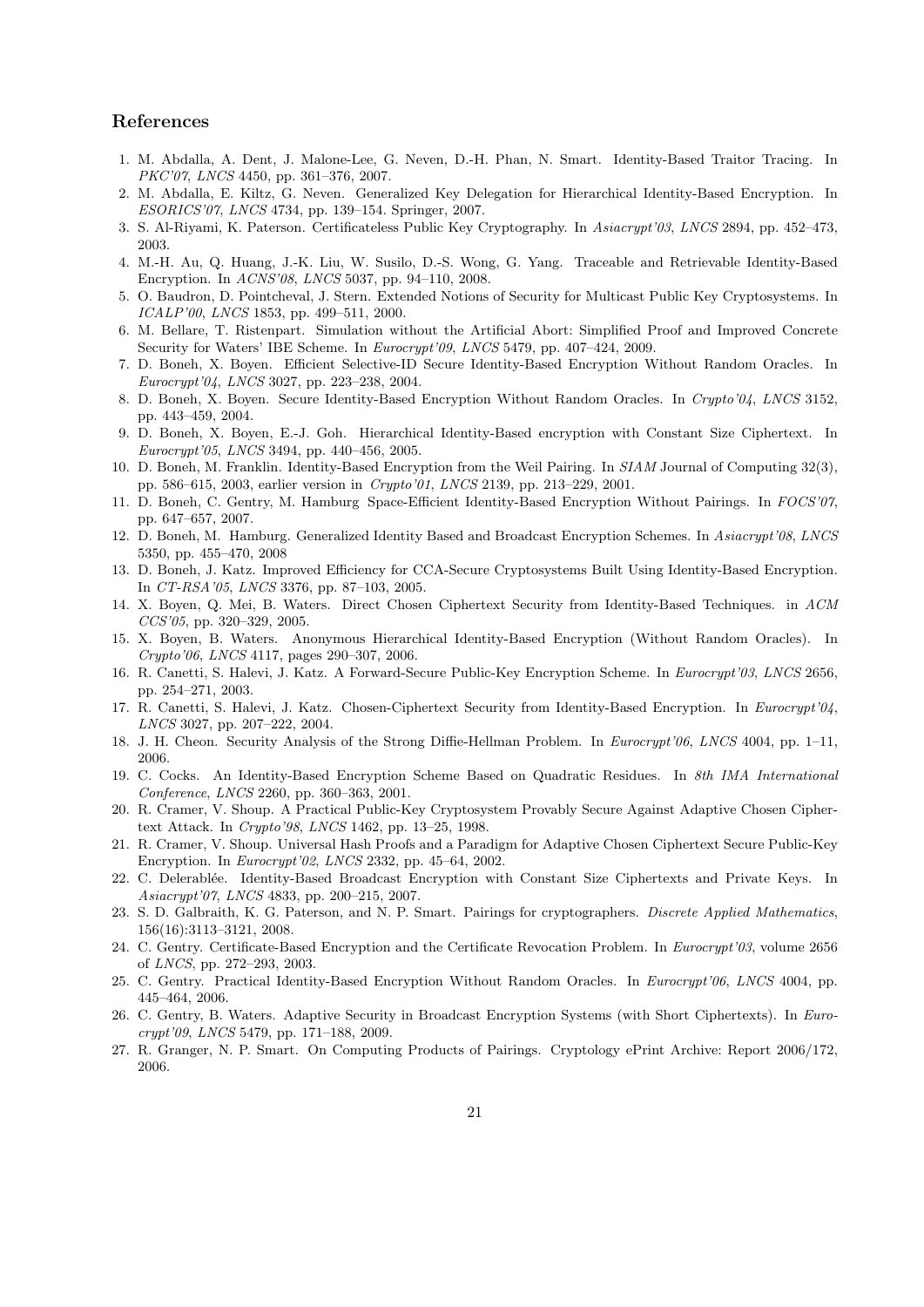## References

1. M. Abdalla, A. Dent, J. Malone-Lee, G. Neven, D.-H. Phan, N. Smart. Identity-Based Traitor Tracing. In *PKC'07*, *LNCS* 4450, pp. 361–376, 2007.
2. M. Abdalla, E. Kiltz, G. Neven. Generalized Key Delegation for Hierarchical Identity-Based Encryption. In *ESORICS'07*, *LNCS* 4734, pp. 139–154. Springer, 2007.
3. S. Al-Riyami, K. Paterson. Certificateless Public Key Cryptography. In *Asiacrypt'03*, *LNCS* 2894, pp. 452–473, 2003.
4. M.-H. Au, Q. Huang, J.-K. Liu, W. Susilo, D.-S. Wong, G. Yang. Traceable and Retrievable Identity-Based Encryption. In *ACNS'08*, *LNCS* 5037, pp. 94–110, 2008.
5. O. Baudron, D. Pointcheval, J. Stern. Extended Notions of Security for Multicast Public Key Cryptosystems. In *ICALP'00*, *LNCS* 1853, pp. 499–511, 2000.
6. M. Bellare, T. Ristenpart. Simulation without the Artificial Abort: Simplified Proof and Improved Concrete Security for Waters' IBE Scheme. In *Eurocrypt'09*, *LNCS* 5479, pp. 407–424, 2009.
7. D. Boneh, X. Boyen. Efficient Selective-ID Secure Identity-Based Encryption Without Random Oracles. In *Eurocrypt'04*, *LNCS* 3027, pp. 223–238, 2004.
8. D. Boneh, X. Boyen. Secure Identity-Based Encryption Without Random Oracles. In *Crypto'04*, *LNCS* 3152, pp. 443–459, 2004.
9. D. Boneh, X. Boyen, E.-J. Goh. Hierarchical Identity-Based encryption with Constant Size Ciphertext. In *Eurocrypt'05*, *LNCS* 3494, pp. 440–456, 2005.
10. D. Boneh, M. Franklin. Identity-Based Encryption from the Weil Pairing. In *SIAM* Journal of Computing 32(3), pp. 586–615, 2003, earlier version in *Crypto'01*, *LNCS* 2139, pp. 213–229, 2001.
11. D. Boneh, C. Gentry, M. Hamburg Space-Efficient Identity-Based Encryption Without Pairings. In *FOCS'07*, pp. 647–657, 2007.
12. D. Boneh, M. Hamburg. Generalized Identity Based and Broadcast Encryption Schemes. In *Asiacrypt'08*, *LNCS* 5350, pp. 455–470, 2008
13. D. Boneh, J. Katz. Improved Efficiency for CCA-Secure Cryptosystems Built Using Identity-Based Encryption. In *CT-RSA'05*, *LNCS* 3376, pp. 87–103, 2005.
14. X. Boyen, Q. Mei, B. Waters. Direct Chosen Ciphertext Security from Identity-Based Techniques. in *ACM CCS'05*, pp. 320–329, 2005.
15. X. Boyen, B. Waters. Anonymous Hierarchical Identity-Based Encryption (Without Random Oracles). In *Crypto'06*, *LNCS* 4117, pages 290–307, 2006.
16. R. Canetti, S. Halevi, J. Katz. A Forward-Secure Public-Key Encryption Scheme. In *Eurocrypt'03*, *LNCS* 2656, pp. 254–271, 2003.
17. R. Canetti, S. Halevi, J. Katz. Chosen-Ciphertext Security from Identity-Based Encryption. In *Eurocrypt'04*, *LNCS* 3027, pp. 207–222, 2004.
18. J. H. Cheon. Security Analysis of the Strong Diffie-Hellman Problem. In *Eurocrypt'06*, *LNCS* 4004, pp. 1–11, 2006.
19. C. Cocks. An Identity-Based Encryption Scheme Based on Quadratic Residues. In *8th IMA International Conference*, *LNCS* 2260, pp. 360–363, 2001.
20. R. Cramer, V. Shoup. A Practical Public-Key Cryptosystem Provably Secure Against Adaptive Chosen Ciphertext Attack. In *Crypto'98*, *LNCS* 1462, pp. 13–25, 1998.
21. R. Cramer, V. Shoup. Universal Hash Proofs and a Paradigm for Adaptive Chosen Ciphertext Secure Public-Key Encryption. In *Eurocrypt'02*, *LNCS* 2332, pp. 45–64, 2002.
22. C. Delerablée. Identity-Based Broadcast Encryption with Constant Size Ciphertexts and Private Keys. In *Asiacrypt'07*, *LNCS* 4833, pp. 200–215, 2007.
23. S. D. Galbraith, K. G. Paterson, and N. P. Smart. Pairings for cryptographers. *Discrete Applied Mathematics*, 156(16):3113–3121, 2008.
24. C. Gentry. Certificate-Based Encryption and the Certificate Revocation Problem. In *Eurocrypt'03*, volume 2656 of *LNCS*, pp. 272–293, 2003.
25. C. Gentry. Practical Identity-Based Encryption Without Random Oracles. In *Eurocrypt'06*, *LNCS* 4004, pp. 445–464, 2006.
26. C. Gentry, B. Waters. Adaptive Security in Broadcast Encryption Systems (with Short Ciphertexts). In *Eurocrypt'09*, *LNCS* 5479, pp. 171–188, 2009.
27. R. Granger, N. P. Smart. On Computing Products of Pairings. Cryptology ePrint Archive: Report 2006/172, 2006.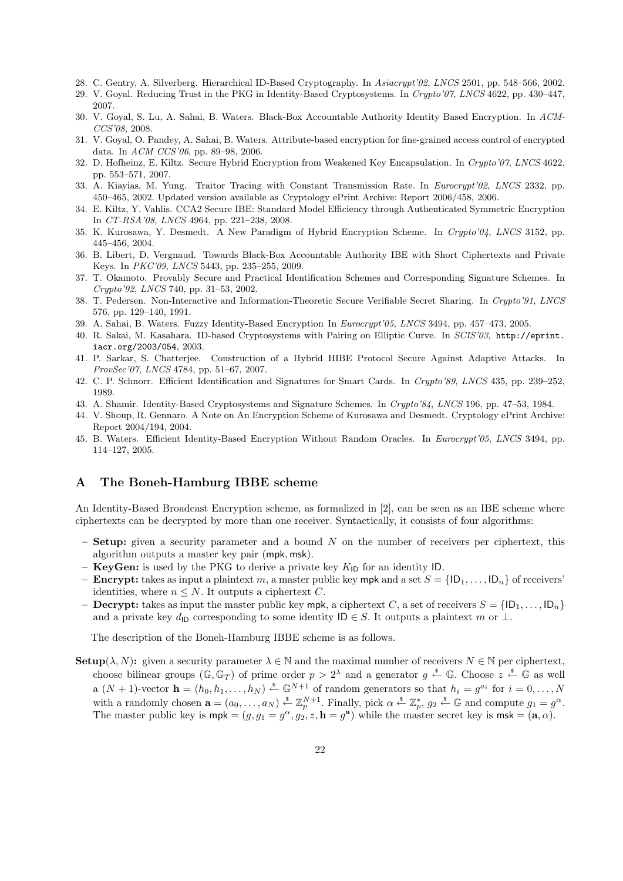28. C. Gentry, A. Silverberg. Hierarchical ID-Based Cryptography. In *Asiacrypt'02*, *LNCS* 2501, pp. 548–566, 2002.
29. V. Goyal. Reducing Trust in the PKG in Identity-Based Cryptosystems. In *Crypto'07*, *LNCS* 4622, pp. 430–447, 2007.
30. V. Goyal, S. Lu, A. Sahai, B. Waters. Black-Box Accountable Authority Identity Based Encryption. In *ACM-CCS'08*, 2008.
31. V. Goyal, O. Pandey, A. Sahai, B. Waters. Attribute-based encryption for fine-grained access control of encrypted data. In *ACM CCS'06*, pp. 89–98, 2006.
32. D. Hofheinz, E. Kiltz. Secure Hybrid Encryption from Weakened Key Encapsulation. In *Crypto'07*, *LNCS* 4622, pp. 553–571, 2007.
33. A. Kiayias, M. Yung. Traitor Tracing with Constant Transmission Rate. In *Eurocrypt'02*, *LNCS* 2332, pp. 450–465, 2002. Updated version available as Cryptology ePrint Archive: Report 2006/458, 2006.
34. E. Kiltz, Y. Vahlis. CCA2 Secure IBE: Standard Model Efficiency through Authenticated Symmetric Encryption In *CT-RSA'08*, *LNCS* 4964, pp. 221–238, 2008.
35. K. Kurosawa, Y. Desmedt. A New Paradigm of Hybrid Encryption Scheme. In *Crypto'04*, *LNCS* 3152, pp. 445–456, 2004.
36. B. Libert, D. Vergnaud. Towards Black-Box Accountable Authority IBE with Short Ciphertexts and Private Keys. In *PKC'09*, *LNCS* 5443, pp. 235–255, 2009.
37. T. Okamoto. Provably Secure and Practical Identification Schemes and Corresponding Signature Schemes. In *Crypto'92*, *LNCS* 740, pp. 31–53, 2002.
38. T. Pedersen. Non-Interactive and Information-Theoretic Secure Verifiable Secret Sharing. In *Crypto'91*, *LNCS* 576, pp. 129–140, 1991.
39. A. Sahai, B. Waters. Fuzzy Identity-Based Encryption In *Eurocrypt'05*, *LNCS* 3494, pp. 457–473, 2005.
40. R. Sakai, M. Kasahara. ID-based Cryptosystems with Pairing on Elliptic Curve. In *SCIS'03*, `http://eprint.iacr.org/2003/054`, 2003.
41. P. Sarkar, S. Chatterjee. Construction of a Hybrid HIBE Protocol Secure Against Adaptive Attacks. In *ProvSec'07*, *LNCS* 4784, pp. 51–67, 2007.
42. C. P. Schnorr. Efficient Identification and Signatures for Smart Cards. In *Crypto'89*, *LNCS* 435, pp. 239–252, 1989.
43. A. Shamir. Identity-Based Cryptosystems and Signature Schemes. In *Crypto'84*, *LNCS* 196, pp. 47–53, 1984.
44. V. Shoup, R. Gennaro. A Note on An Encryption Scheme of Kurosawa and Desmedt. Cryptology ePrint Archive: Report 2004/194, 2004.
45. B. Waters. Efficient Identity-Based Encryption Without Random Oracles. In *Eurocrypt'05*, *LNCS* 3494, pp. 114–127, 2005.

# A The Boneh-Hamburg IBBE scheme

An Identity-Based Broadcast Encryption scheme, as formalized in [2], can be seen as an IBE scheme where ciphertexts can be decrypted by more than one receiver. Syntactically, it consists of four algorithms:

- **Setup:** given a security parameter and a bound $N$ on the number of receivers per ciphertext, this algorithm outputs a master key pair $(\mathsf{mpk}, \mathsf{msk})$.
- **KeyGen:** is used by the PKG to derive a private key $K_{\mathsf{ID}}$ for an identity $\mathsf{ID}$.
- **Encrypt:** takes as input a plaintext $m$, a master public key $\mathsf{mpk}$ and a set $S = \{\mathsf{ID}_1, \ldots, \mathsf{ID}_n\}$ of receivers' identities, where $n \leq N$. It outputs a ciphertext $C$.
- **Decrypt:** takes as input the master public key $\mathsf{mpk}$, a ciphertext $C$, a set of receivers $S = \{\mathsf{ID}_1, \ldots, \mathsf{ID}_n\}$ and a private key $d_{\mathsf{ID}}$ corresponding to some identity $\mathsf{ID} \in S$. It outputs a plaintext $m$ or $\perp$.

The description of the Boneh-Hamburg IBBE scheme is as follows.

**Setup**$(\lambda, N)$**:** given a security parameter $\lambda \in \mathbb{N}$ and the maximal number of receivers $N \in \mathbb{N}$ per ciphertext, choose bilinear groups $(\mathbb{G}, \mathbb{G}_T)$ of prime order $p > 2^\lambda$ and a generator $g \stackrel{\$}{\leftarrow} \mathbb{G}$. Choose $z \stackrel{\$}{\leftarrow} \mathbb{G}$ as well a $(N+1)$-vector $\mathbf{h} = (h_0, h_1, \ldots, h_N) \stackrel{\$}{\leftarrow} \mathbb{G}^{N+1}$ of random generators so that $h_i = g^{a_i}$ for $i = 0, \ldots, N$ with a randomly chosen $\mathbf{a} = (a_0, \ldots, a_N) \stackrel{\$}{\leftarrow} \mathbb{Z}_p^{N+1}$. Finally, pick $\alpha \stackrel{\$}{\leftarrow} \mathbb{Z}_p^*$, $g_2 \stackrel{\$}{\leftarrow} \mathbb{G}$ and compute $g_1 = g^\alpha$. The master public key is $\mathsf{mpk} = (g, g_1 = g^\alpha, g_2, z, \mathbf{h} = g^{\mathbf{a}})$ while the master secret key is $\mathsf{msk} = (\mathbf{a}, \alpha)$.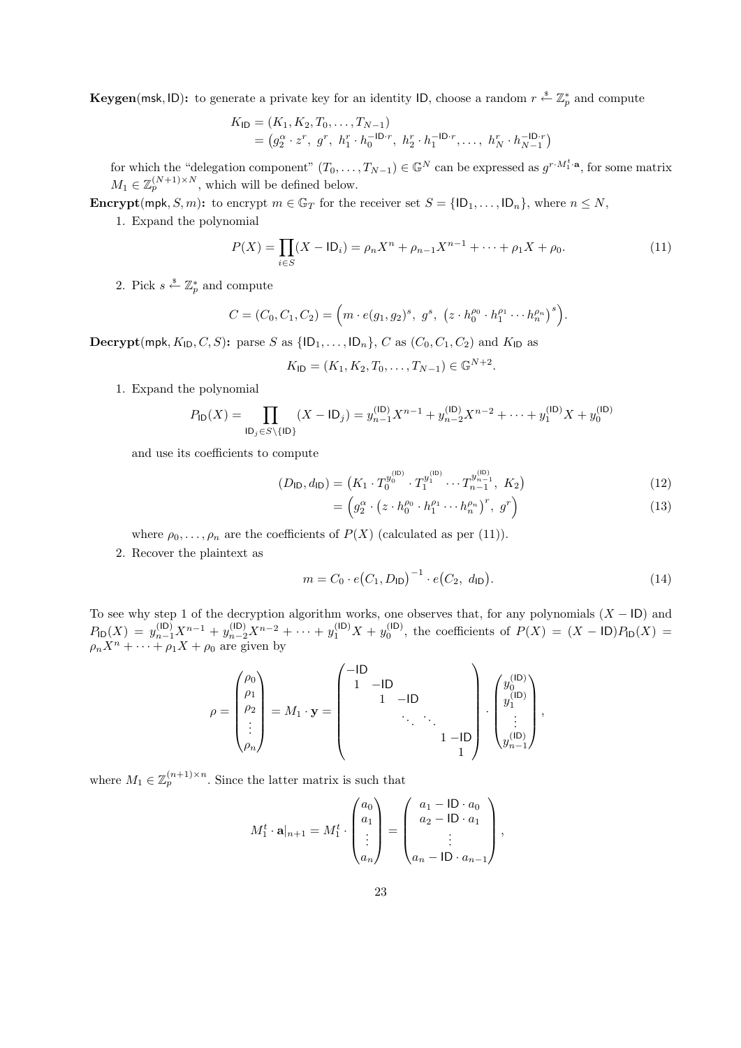**Keygen**(msk, ID)**:** to generate a private key for an identity ID, choose a random $r \xleftarrow{\$} \mathbb{Z}_p^*$ and compute

$$
\begin{aligned}
K_{\mathsf{ID}} &= (K_1, K_2, T_0, \ldots, T_{N-1}) \\
&= \left(g_2^{\alpha} \cdot z^r,\ g^r,\ h_1^r \cdot h_0^{-\mathsf{ID}\cdot r},\ h_2^r \cdot h_1^{-\mathsf{ID}\cdot r}, \ldots,\ h_N^r \cdot h_{N-1}^{-\mathsf{ID}\cdot r}\right)
\end{aligned}
$$

for which the "delegation component" $(T_0, \ldots, T_{N-1}) \in \mathbb{G}^N$ can be expressed as $g^{r \cdot M_1^t \cdot \mathbf{a}}$, for some matrix $M_1 \in \mathbb{Z}_p^{(N+1)\times N}$, which will be defined below.

**Encrypt**(mpk, $S$, $m$)**:** to encrypt $m \in \mathbb{G}_T$ for the receiver set $S = \{\mathsf{ID}_1, \ldots, \mathsf{ID}_n\}$, where $n \leq N$,

1. Expand the polynomial

$$
P(X) = \prod_{i \in S} (X - \mathsf{ID}_i) = \rho_n X^n + \rho_{n-1} X^{n-1} + \cdots + \rho_1 X + \rho_0. \tag{11}
$$

2. Pick $s \xleftarrow{\$} \mathbb{Z}_p^*$ and compute

$$
C = (C_0, C_1, C_2) = \left(m \cdot e(g_1, g_2)^s,\ g^s,\ \left(z \cdot h_0^{\rho_0} \cdot h_1^{\rho_1} \cdots h_n^{\rho_n}\right)^s\right).
$$

**Decrypt**(mpk, $K_{\mathsf{ID}}$, $C$, $S$)**:** parse $S$ as $\{\mathsf{ID}_1, \ldots, \mathsf{ID}_n\}$, $C$ as $(C_0, C_1, C_2)$ and $K_{\mathsf{ID}}$ as

$$
K_{\mathsf{ID}} = (K_1, K_2, T_0, \ldots, T_{N-1}) \in \mathbb{G}^{N+2}.
$$

1. Expand the polynomial

$$
P_{\mathsf{ID}}(X) = \prod_{\mathsf{ID}_j \in S \setminus \{\mathsf{ID}\}} (X - \mathsf{ID}_j) = y_{n-1}^{(\mathsf{ID})} X^{n-1} + y_{n-2}^{(\mathsf{ID})} X^{n-2} + \cdots + y_1^{(\mathsf{ID})} X + y_0^{(\mathsf{ID})}
$$

and use its coefficients to compute

$$
\begin{aligned}
(D_{\mathsf{ID}}, d_{\mathsf{ID}}) &= \left(K_1 \cdot T_0^{y_0^{(\mathsf{ID})}} \cdot T_1^{y_1^{(\mathsf{ID})}} \cdots T_{n-1}^{y_{n-1}^{(\mathsf{ID})}},\ K_2\right) && (12) \\
&= \left(g_2^{\alpha} \cdot \left(z \cdot h_0^{\rho_0} \cdot h_1^{\rho_1} \cdots h_n^{\rho_n}\right)^r,\ g^r\right) && (13)
\end{aligned}
$$

where $\rho_0, \ldots, \rho_n$ are the coefficients of $P(X)$ (calculated as per (11)).

2. Recover the plaintext as

$$
m = C_0 \cdot e\big(C_1, D_{\mathsf{ID}}\big)^{-1} \cdot e\big(C_2,\ d_{\mathsf{ID}}\big). \tag{14}
$$

To see why step 1 of the decryption algorithm works, one observes that, for any polynomials $(X - \mathsf{ID})$ and $P_{\mathsf{ID}}(X) = y_{n-1}^{(\mathsf{ID})} X^{n-1} + y_{n-2}^{(\mathsf{ID})} X^{n-2} + \cdots + y_1^{(\mathsf{ID})} X + y_0^{(\mathsf{ID})}$, the coefficients of $P(X) = (X - \mathsf{ID}) P_{\mathsf{ID}}(X) = \rho_n X^n + \cdots + \rho_1 X + \rho_0$ are given by

$$
\rho = \begin{pmatrix} \rho_0 \\ \rho_1 \\ \rho_2 \\ \vdots \\ \rho_n \end{pmatrix} = M_1 \cdot \mathbf{y} = \begin{pmatrix} -\mathsf{ID} & & & & \\ 1 & -\mathsf{ID} & & & \\ & 1 & -\mathsf{ID} & & \\ & & \ddots & \ddots & \\ & & & 1 & -\mathsf{ID} \\ & & & & 1 \end{pmatrix} \cdot \begin{pmatrix} y_0^{(\mathsf{ID})} \\ y_1^{(\mathsf{ID})} \\ \vdots \\ y_{n-1}^{(\mathsf{ID})} \end{pmatrix},
$$

where $M_1 \in \mathbb{Z}_p^{(n+1)\times n}$. Since the latter matrix is such that

$$
M_1^t \cdot \mathbf{a}|_{n+1} = M_1^t \cdot \begin{pmatrix} a_0 \\ a_1 \\ \vdots \\ a_n \end{pmatrix} = \begin{pmatrix} a_1 - \mathsf{ID} \cdot a_0 \\ a_2 - \mathsf{ID} \cdot a_1 \\ \vdots \\ a_n - \mathsf{ID} \cdot a_{n-1} \end{pmatrix},
$$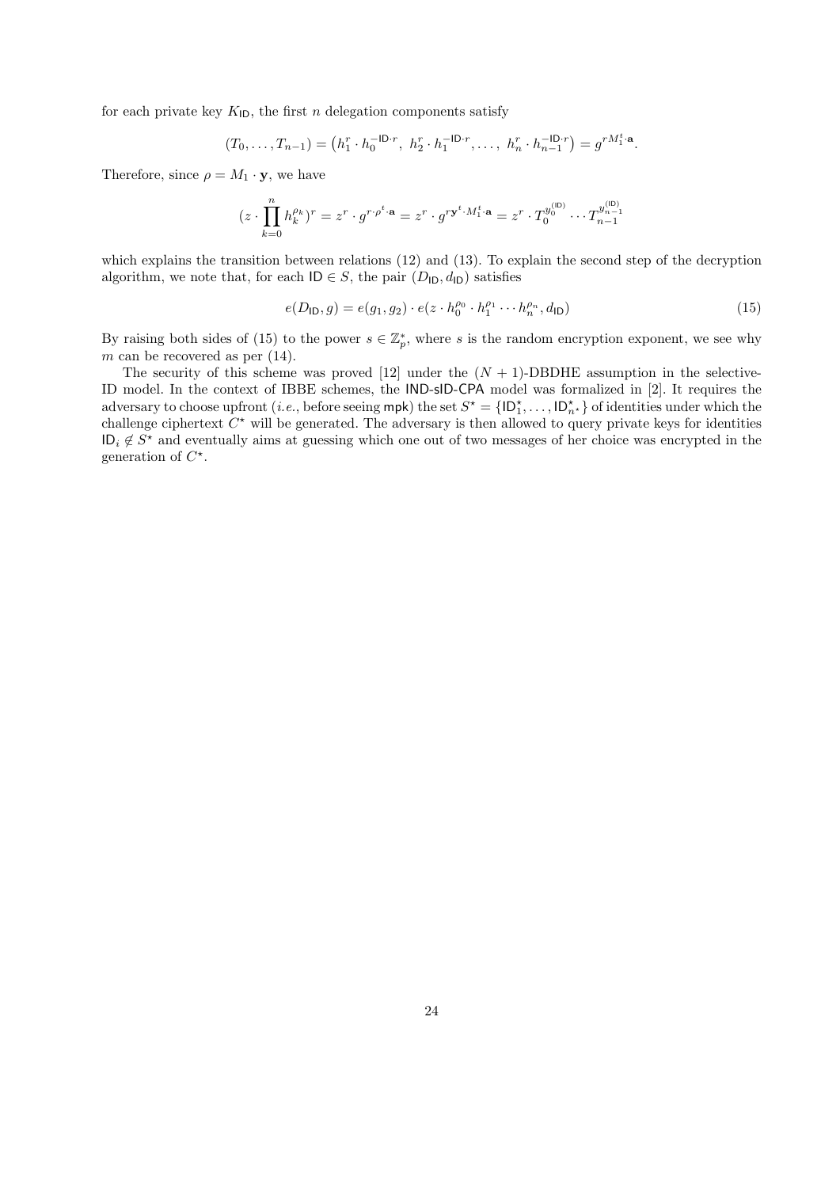for each private key $K_{\mathsf{ID}}$, the first $n$ delegation components satisfy

$$(T_0, \ldots, T_{n-1}) = \left(h_1^r \cdot h_0^{-\mathsf{ID} \cdot r},\ h_2^r \cdot h_1^{-\mathsf{ID} \cdot r}, \ldots,\ h_n^r \cdot h_{n-1}^{-\mathsf{ID} \cdot r}\right) = g^{r M_1^t \cdot \mathbf{a}}.$$

Therefore, since $\rho = M_1 \cdot \mathbf{y}$, we have

$$(z \cdot \prod_{k=0}^{n} h_k^{\rho_k})^r = z^r \cdot g^{r \cdot \rho^t \cdot \mathbf{a}} = z^r \cdot g^{r \mathbf{y}^t \cdot M_1^t \cdot \mathbf{a}} = z^r \cdot T_0^{y_0^{(\mathsf{ID})}} \cdots T_{n-1}^{y_{n-1}^{(\mathsf{ID})}}$$

which explains the transition between relations (12) and (13). To explain the second step of the decryption algorithm, we note that, for each $\mathsf{ID} \in S$, the pair $(D_{\mathsf{ID}}, d_{\mathsf{ID}})$ satisfies

$$e(D_{\mathsf{ID}}, g) = e(g_1, g_2) \cdot e(z \cdot h_0^{\rho_0} \cdot h_1^{\rho_1} \cdots h_n^{\rho_n}, d_{\mathsf{ID}}) \tag{15}$$

By raising both sides of (15) to the power $s \in \mathbb{Z}_p^*$, where $s$ is the random encryption exponent, we see why $m$ can be recovered as per (14).

The security of this scheme was proved [12] under the $(N + 1)$-DBDHE assumption in the selective-ID model. In the context of IBBE schemes, the IND-sID-CPA model was formalized in [2]. It requires the adversary to choose upfront (*i.e.*, before seeing mpk) the set $S^\star = \{\mathsf{ID}_1^\star, \ldots, \mathsf{ID}_{n^\star}^\star\}$ of identities under which the challenge ciphertext $C^\star$ will be generated. The adversary is then allowed to query private keys for identities $\mathsf{ID}_i \notin S^\star$ and eventually aims at guessing which one out of two messages of her choice was encrypted in the generation of $C^\star$.